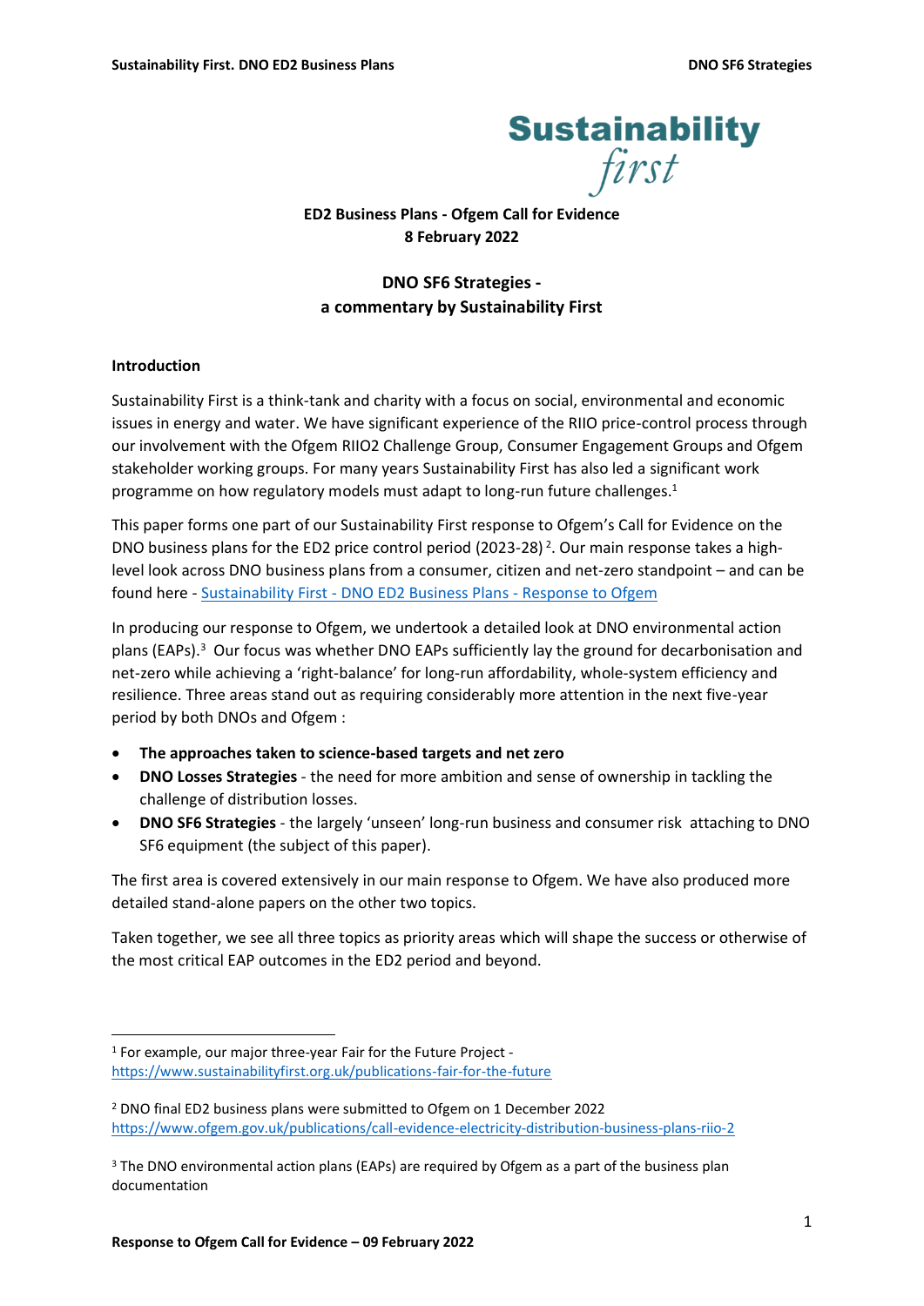Sustainability *first*

**ED2 Business Plans - Ofgem Call for Evidence**
**8 February 2022**

# DNO SF6 Strategies - a commentary by Sustainability First

## Introduction

Sustainability First is a think-tank and charity with a focus on social, environmental and economic issues in energy and water. We have significant experience of the RIIO price-control process through our involvement with the Ofgem RIIO2 Challenge Group, Consumer Engagement Groups and Ofgem stakeholder working groups. For many years Sustainability First has also led a significant work programme on how regulatory models must adapt to long-run future challenges.[1]

This paper forms one part of our Sustainability First response to Ofgem's Call for Evidence on the DNO business plans for the ED2 price control period (2023-28)[2]. Our main response takes a high-level look across DNO business plans from a consumer, citizen and net-zero standpoint – and can be found here - Sustainability First - DNO ED2 Business Plans - Response to Ofgem

In producing our response to Ofgem, we undertook a detailed look at DNO environmental action plans (EAPs).[3] Our focus was whether DNO EAPs sufficiently lay the ground for decarbonisation and net-zero while achieving a 'right-balance' for long-run affordability, whole-system efficiency and resilience. Three areas stand out as requiring considerably more attention in the next five-year period by both DNOs and Ofgem :

- **The approaches taken to science-based targets and net zero**
- **DNO Losses Strategies** - the need for more ambition and sense of ownership in tackling the challenge of distribution losses.
- **DNO SF6 Strategies** - the largely 'unseen' long-run business and consumer risk attaching to DNO SF6 equipment (the subject of this paper).

The first area is covered extensively in our main response to Ofgem. We have also produced more detailed stand-alone papers on the other two topics.

Taken together, we see all three topics as priority areas which will shape the success or otherwise of the most critical EAP outcomes in the ED2 period and beyond.

---

[1] For example, our major three-year Fair for the Future Project - https://www.sustainabilityfirst.org.uk/publications-fair-for-the-future

[2] DNO final ED2 business plans were submitted to Ofgem on 1 December 2022 https://www.ofgem.gov.uk/publications/call-evidence-electricity-distribution-business-plans-riio-2

[3] The DNO environmental action plans (EAPs) are required by Ofgem as a part of the business plan documentation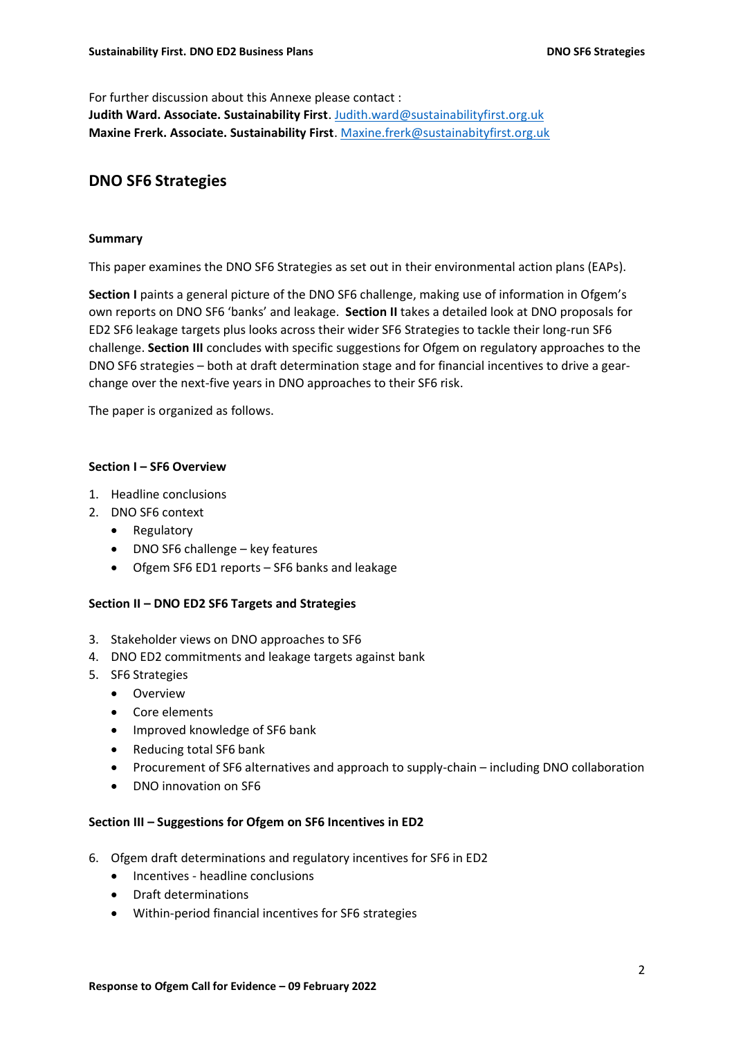For further discussion about this Annexe please contact :
**Judith Ward. Associate. Sustainability First**. Judith.ward@sustainabilityfirst.org.uk
**Maxine Frerk. Associate. Sustainability First**. Maxine.frerk@sustainabityfirst.org.uk

## DNO SF6 Strategies

**Summary**

This paper examines the DNO SF6 Strategies as set out in their environmental action plans (EAPs).

**Section I** paints a general picture of the DNO SF6 challenge, making use of information in Ofgem's own reports on DNO SF6 'banks' and leakage. **Section II** takes a detailed look at DNO proposals for ED2 SF6 leakage targets plus looks across their wider SF6 Strategies to tackle their long-run SF6 challenge. **Section III** concludes with specific suggestions for Ofgem on regulatory approaches to the DNO SF6 strategies – both at draft determination stage and for financial incentives to drive a gear-change over the next-five years in DNO approaches to their SF6 risk.

The paper is organized as follows.

**Section I – SF6 Overview**

1. Headline conclusions
2. DNO SF6 context
    - Regulatory
    - DNO SF6 challenge – key features
    - Ofgem SF6 ED1 reports – SF6 banks and leakage

**Section II – DNO ED2 SF6 Targets and Strategies**

3. Stakeholder views on DNO approaches to SF6
4. DNO ED2 commitments and leakage targets against bank
5. SF6 Strategies
    - Overview
    - Core elements
    - Improved knowledge of SF6 bank
    - Reducing total SF6 bank
    - Procurement of SF6 alternatives and approach to supply-chain – including DNO collaboration
    - DNO innovation on SF6

**Section III – Suggestions for Ofgem on SF6 Incentives in ED2**

6. Ofgem draft determinations and regulatory incentives for SF6 in ED2
    - Incentives - headline conclusions
    - Draft determinations
    - Within-period financial incentives for SF6 strategies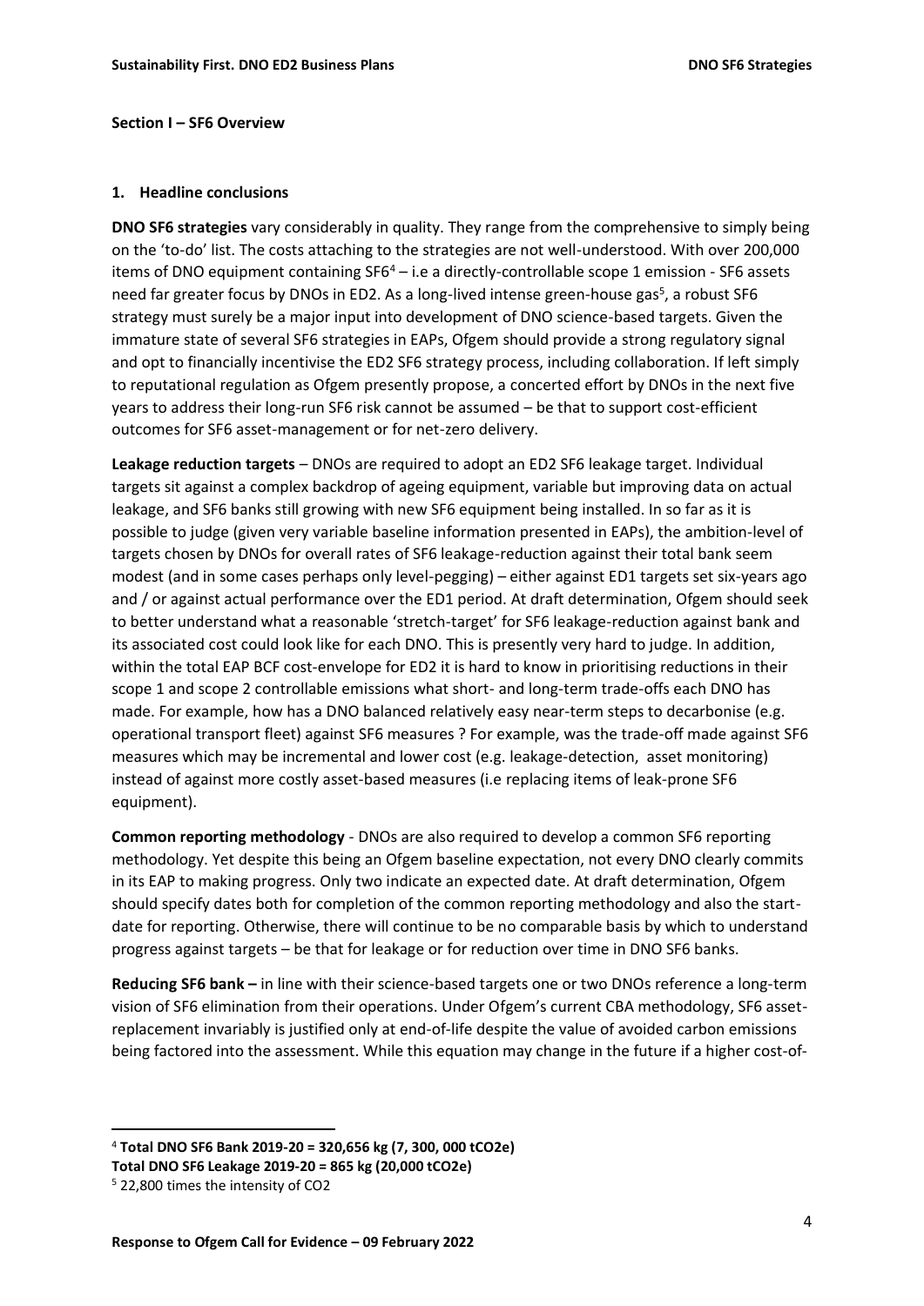**Section I – SF6 Overview**

**1. Headline conclusions**

**DNO SF6 strategies** vary considerably in quality. They range from the comprehensive to simply being on the 'to-do' list. The costs attaching to the strategies are not well-understood. With over 200,000 items of DNO equipment containing SF6[4] – i.e a directly-controllable scope 1 emission - SF6 assets need far greater focus by DNOs in ED2. As a long-lived intense green-house gas[5], a robust SF6 strategy must surely be a major input into development of DNO science-based targets. Given the immature state of several SF6 strategies in EAPs, Ofgem should provide a strong regulatory signal and opt to financially incentivise the ED2 SF6 strategy process, including collaboration. If left simply to reputational regulation as Ofgem presently propose, a concerted effort by DNOs in the next five years to address their long-run SF6 risk cannot be assumed – be that to support cost-efficient outcomes for SF6 asset-management or for net-zero delivery.

**Leakage reduction targets** – DNOs are required to adopt an ED2 SF6 leakage target. Individual targets sit against a complex backdrop of ageing equipment, variable but improving data on actual leakage, and SF6 banks still growing with new SF6 equipment being installed. In so far as it is possible to judge (given very variable baseline information presented in EAPs), the ambition-level of targets chosen by DNOs for overall rates of SF6 leakage-reduction against their total bank seem modest (and in some cases perhaps only level-pegging) – either against ED1 targets set six-years ago and / or against actual performance over the ED1 period. At draft determination, Ofgem should seek to better understand what a reasonable 'stretch-target' for SF6 leakage-reduction against bank and its associated cost could look like for each DNO. This is presently very hard to judge. In addition, within the total EAP BCF cost-envelope for ED2 it is hard to know in prioritising reductions in their scope 1 and scope 2 controllable emissions what short- and long-term trade-offs each DNO has made. For example, how has a DNO balanced relatively easy near-term steps to decarbonise (e.g. operational transport fleet) against SF6 measures ? For example, was the trade-off made against SF6 measures which may be incremental and lower cost (e.g. leakage-detection, asset monitoring) instead of against more costly asset-based measures (i.e replacing items of leak-prone SF6 equipment).

**Common reporting methodology** - DNOs are also required to develop a common SF6 reporting methodology. Yet despite this being an Ofgem baseline expectation, not every DNO clearly commits in its EAP to making progress. Only two indicate an expected date. At draft determination, Ofgem should specify dates both for completion of the common reporting methodology and also the start-date for reporting. Otherwise, there will continue to be no comparable basis by which to understand progress against targets – be that for leakage or for reduction over time in DNO SF6 banks.

**Reducing SF6 bank –** in line with their science-based targets one or two DNOs reference a long-term vision of SF6 elimination from their operations. Under Ofgem's current CBA methodology, SF6 asset-replacement invariably is justified only at end-of-life despite the value of avoided carbon emissions being factored into the assessment. While this equation may change in the future if a higher cost-of-

---

[4] **Total DNO SF6 Bank 2019-20 = 320,656 kg (7, 300, 000 tCO2e)**
**Total DNO SF6 Leakage 2019-20 = 865 kg (20,000 tCO2e)**

[5] 22,800 times the intensity of CO2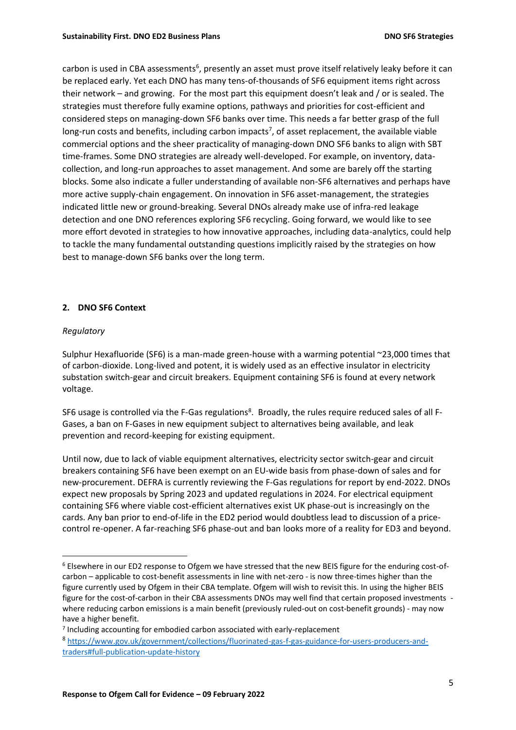carbon is used in CBA assessments[6], presently an asset must prove itself relatively leaky before it can be replaced early. Yet each DNO has many tens-of-thousands of SF6 equipment items right across their network – and growing. For the most part this equipment doesn't leak and / or is sealed. The strategies must therefore fully examine options, pathways and priorities for cost-efficient and considered steps on managing-down SF6 banks over time. This needs a far better grasp of the full long-run costs and benefits, including carbon impacts[7], of asset replacement, the available viable commercial options and the sheer practicality of managing-down DNO SF6 banks to align with SBT time-frames. Some DNO strategies are already well-developed. For example, on inventory, data-collection, and long-run approaches to asset management. And some are barely off the starting blocks. Some also indicate a fuller understanding of available non-SF6 alternatives and perhaps have more active supply-chain engagement. On innovation in SF6 asset-management, the strategies indicated little new or ground-breaking. Several DNOs already make use of infra-red leakage detection and one DNO references exploring SF6 recycling. Going forward, we would like to see more effort devoted in strategies to how innovative approaches, including data-analytics, could help to tackle the many fundamental outstanding questions implicitly raised by the strategies on how best to manage-down SF6 banks over the long term.

## 2. DNO SF6 Context

*Regulatory*

Sulphur Hexafluoride (SF6) is a man-made green-house with a warming potential ~23,000 times that of carbon-dioxide. Long-lived and potent, it is widely used as an effective insulator in electricity substation switch-gear and circuit breakers. Equipment containing SF6 is found at every network voltage.

SF6 usage is controlled via the F-Gas regulations[8]. Broadly, the rules require reduced sales of all F-Gases, a ban on F-Gases in new equipment subject to alternatives being available, and leak prevention and record-keeping for existing equipment.

Until now, due to lack of viable equipment alternatives, electricity sector switch-gear and circuit breakers containing SF6 have been exempt on an EU-wide basis from phase-down of sales and for new-procurement. DEFRA is currently reviewing the F-Gas regulations for report by end-2022. DNOs expect new proposals by Spring 2023 and updated regulations in 2024. For electrical equipment containing SF6 where viable cost-efficient alternatives exist UK phase-out is increasingly on the cards. Any ban prior to end-of-life in the ED2 period would doubtless lead to discussion of a price-control re-opener. A far-reaching SF6 phase-out and ban looks more of a reality for ED3 and beyond.

---

[6] Elsewhere in our ED2 response to Ofgem we have stressed that the new BEIS figure for the enduring cost-of-carbon – applicable to cost-benefit assessments in line with net-zero - is now three-times higher than the figure currently used by Ofgem in their CBA template. Ofgem will wish to revisit this. In using the higher BEIS figure for the cost-of-carbon in their CBA assessments DNOs may well find that certain proposed investments - where reducing carbon emissions is a main benefit (previously ruled-out on cost-benefit grounds) - may now have a higher benefit.

[7] Including accounting for embodied carbon associated with early-replacement

[8] https://www.gov.uk/government/collections/fluorinated-gas-f-gas-guidance-for-users-producers-and-traders#full-publication-update-history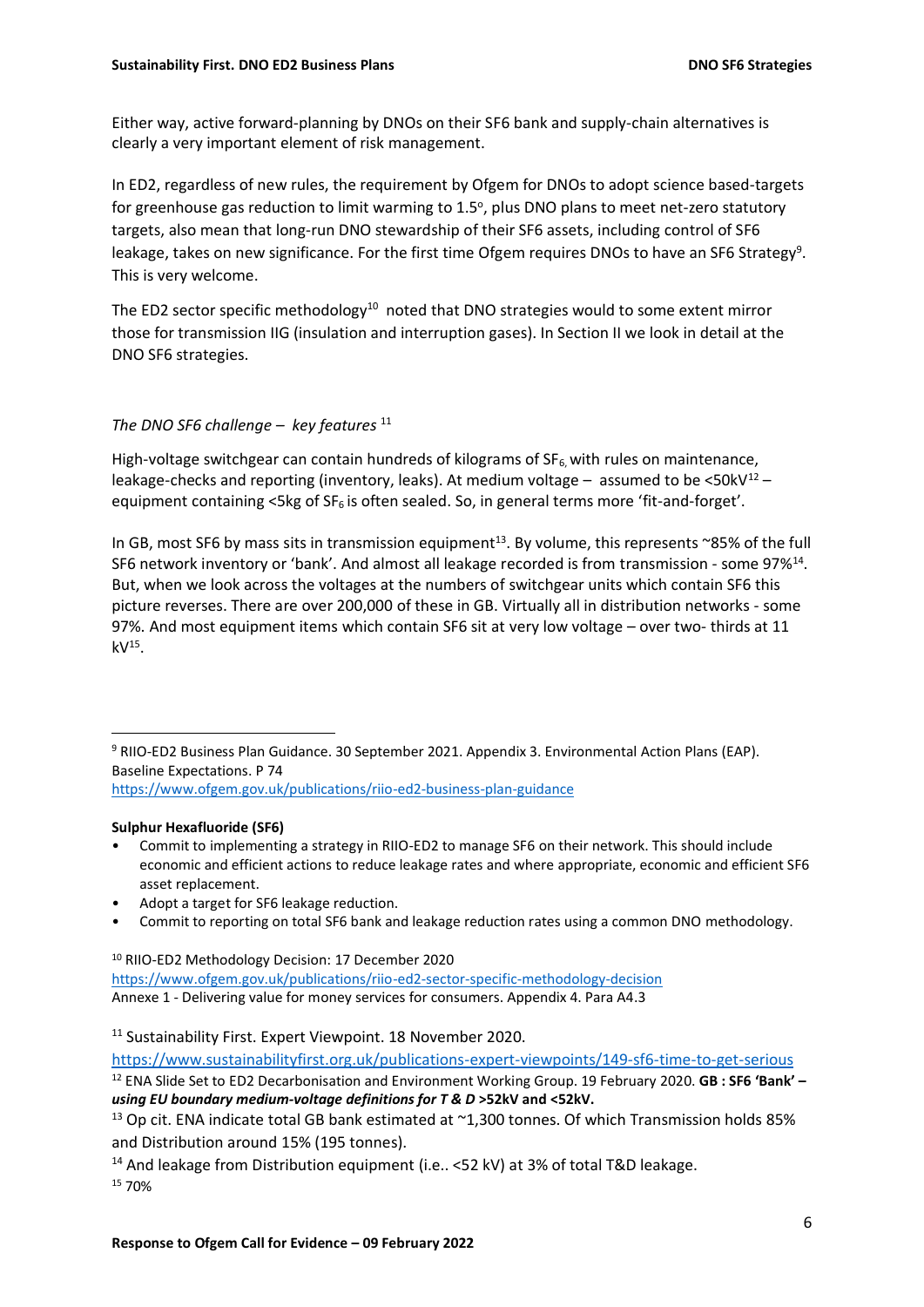Either way, active forward-planning by DNOs on their SF6 bank and supply-chain alternatives is clearly a very important element of risk management.

In ED2, regardless of new rules, the requirement by Ofgem for DNOs to adopt science based-targets for greenhouse gas reduction to limit warming to 1.5°, plus DNO plans to meet net-zero statutory targets, also mean that long-run DNO stewardship of their SF6 assets, including control of SF6 leakage, takes on new significance. For the first time Ofgem requires DNOs to have an SF6 Strategy[9]. This is very welcome.

The ED2 sector specific methodology[10] noted that DNO strategies would to some extent mirror those for transmission IIG (insulation and interruption gases). In Section II we look in detail at the DNO SF6 strategies.

*The DNO SF6 challenge – key features* [11]

High-voltage switchgear can contain hundreds of kilograms of $SF_6$, with rules on maintenance, leakage-checks and reporting (inventory, leaks). At medium voltage – assumed to be <50kV[12] – equipment containing <5kg of $SF_6$ is often sealed. So, in general terms more 'fit-and-forget'.

In GB, most SF6 by mass sits in transmission equipment[13]. By volume, this represents ~85% of the full SF6 network inventory or 'bank'. And almost all leakage recorded is from transmission - some 97%[14]. But, when we look across the voltages at the numbers of switchgear units which contain SF6 this picture reverses. There are over 200,000 of these in GB. Virtually all in distribution networks - some 97%. And most equipment items which contain SF6 sit at very low voltage – over two- thirds at 11 kV[15].

---

[9] RIIO-ED2 Business Plan Guidance. 30 September 2021. Appendix 3. Environmental Action Plans (EAP). Baseline Expectations. P 74
https://www.ofgem.gov.uk/publications/riio-ed2-business-plan-guidance

**Sulphur Hexafluoride (SF6)**

- Commit to implementing a strategy in RIIO-ED2 to manage SF6 on their network. This should include economic and efficient actions to reduce leakage rates and where appropriate, economic and efficient SF6 asset replacement.
- Adopt a target for SF6 leakage reduction.
- Commit to reporting on total SF6 bank and leakage reduction rates using a common DNO methodology.

[10] RIIO-ED2 Methodology Decision: 17 December 2020
https://www.ofgem.gov.uk/publications/riio-ed2-sector-specific-methodology-decision
Annexe 1 - Delivering value for money services for consumers. Appendix 4. Para A4.3

[11] Sustainability First. Expert Viewpoint. 18 November 2020.
https://www.sustainabilityfirst.org.uk/publications-expert-viewpoints/149-sf6-time-to-get-serious

[12] ENA Slide Set to ED2 Decarbonisation and Environment Working Group. 19 February 2020. **GB : SF6 'Bank' – *using EU boundary medium-voltage definitions for T & D* >52kV and <52kV.**

[13] Op cit. ENA indicate total GB bank estimated at ~1,300 tonnes. Of which Transmission holds 85% and Distribution around 15% (195 tonnes).

[14] And leakage from Distribution equipment (i.e.. <52 kV) at 3% of total T&D leakage.

[15] 70%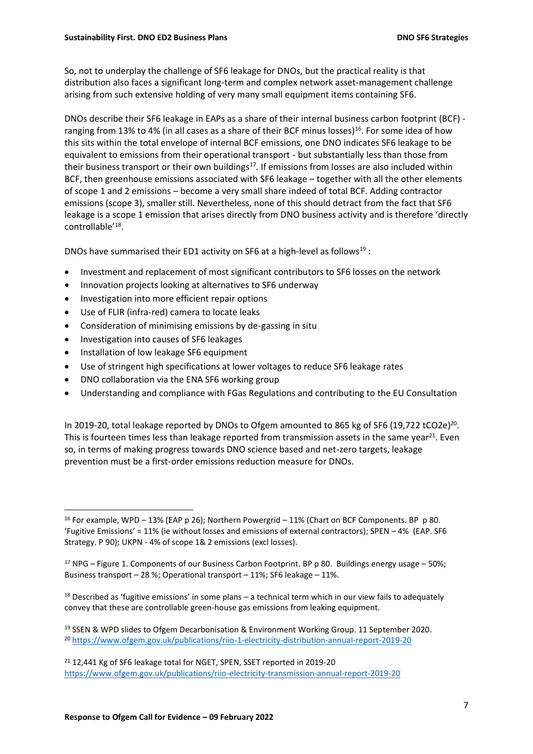So, not to underplay the challenge of SF6 leakage for DNOs, but the practical reality is that distribution also faces a significant long-term and complex network asset-management challenge arising from such extensive holding of very many small equipment items containing SF6.

DNOs describe their SF6 leakage in EAPs as a share of their internal business carbon footprint (BCF) - ranging from 13% to 4% (in all cases as a share of their BCF minus losses)[16]. For some idea of how this sits within the total envelope of internal BCF emissions, one DNO indicates SF6 leakage to be equivalent to emissions from their operational transport - but substantially less than those from their business transport or their own buildings[17]. If emissions from losses are also included within BCF, then greenhouse emissions associated with SF6 leakage – together with all the other elements of scope 1 and 2 emissions – become a very small share indeed of total BCF. Adding contractor emissions (scope 3), smaller still. Nevertheless, none of this should detract from the fact that SF6 leakage is a scope 1 emission that arises directly from DNO business activity and is therefore 'directly controllable'[18].

DNOs have summarised their ED1 activity on SF6 at a high-level as follows[19] :

- Investment and replacement of most significant contributors to SF6 losses on the network
- Innovation projects looking at alternatives to SF6 underway
- Investigation into more efficient repair options
- Use of FLIR (infra-red) camera to locate leaks
- Consideration of minimising emissions by de-gassing in situ
- Investigation into causes of SF6 leakages
- Installation of low leakage SF6 equipment
- Use of stringent high specifications at lower voltages to reduce SF6 leakage rates
- DNO collaboration via the ENA SF6 working group
- Understanding and compliance with FGas Regulations and contributing to the EU Consultation

In 2019-20, total leakage reported by DNOs to Ofgem amounted to 865 kg of SF6 (19,722 tCO2e)[20]. This is fourteen times less than leakage reported from transmission assets in the same year[21]. Even so, in terms of making progress towards DNO science based and net-zero targets, leakage prevention must be a first-order emissions reduction measure for DNOs.

---

[16] For example, WPD – 13% (EAP p 26); Northern Powergrid – 11% (Chart on BCF Components. BP p 80. 'Fugitive Emissions' = 11% (ie without losses and emissions of external contractors); SPEN – 4% (EAP. SF6 Strategy. P 90); UKPN - 4% of scope 1& 2 emissions (excl losses).

[17] NPG – Figure 1. Components of our Business Carbon Footprint. BP p 80. Buildings energy usage – 50%; Business transport – 28 %; Operational transport – 11%; SF6 leakage – 11%.

[18] Described as 'fugitive emissions' in some plans – a technical term which in our view fails to adequately convey that these are controllable green-house gas emissions from leaking equipment.

[19] SSEN & WPD slides to Ofgem Decarbonisation & Environment Working Group. 11 September 2020.

[20] https://www.ofgem.gov.uk/publications/riio-1-electricity-distribution-annual-report-2019-20

[21] 12,441 Kg of SF6 leakage total for NGET, SPEN, SSET reported in 2019-20 https://www.ofgem.gov.uk/publications/riio-electricity-transmission-annual-report-2019-20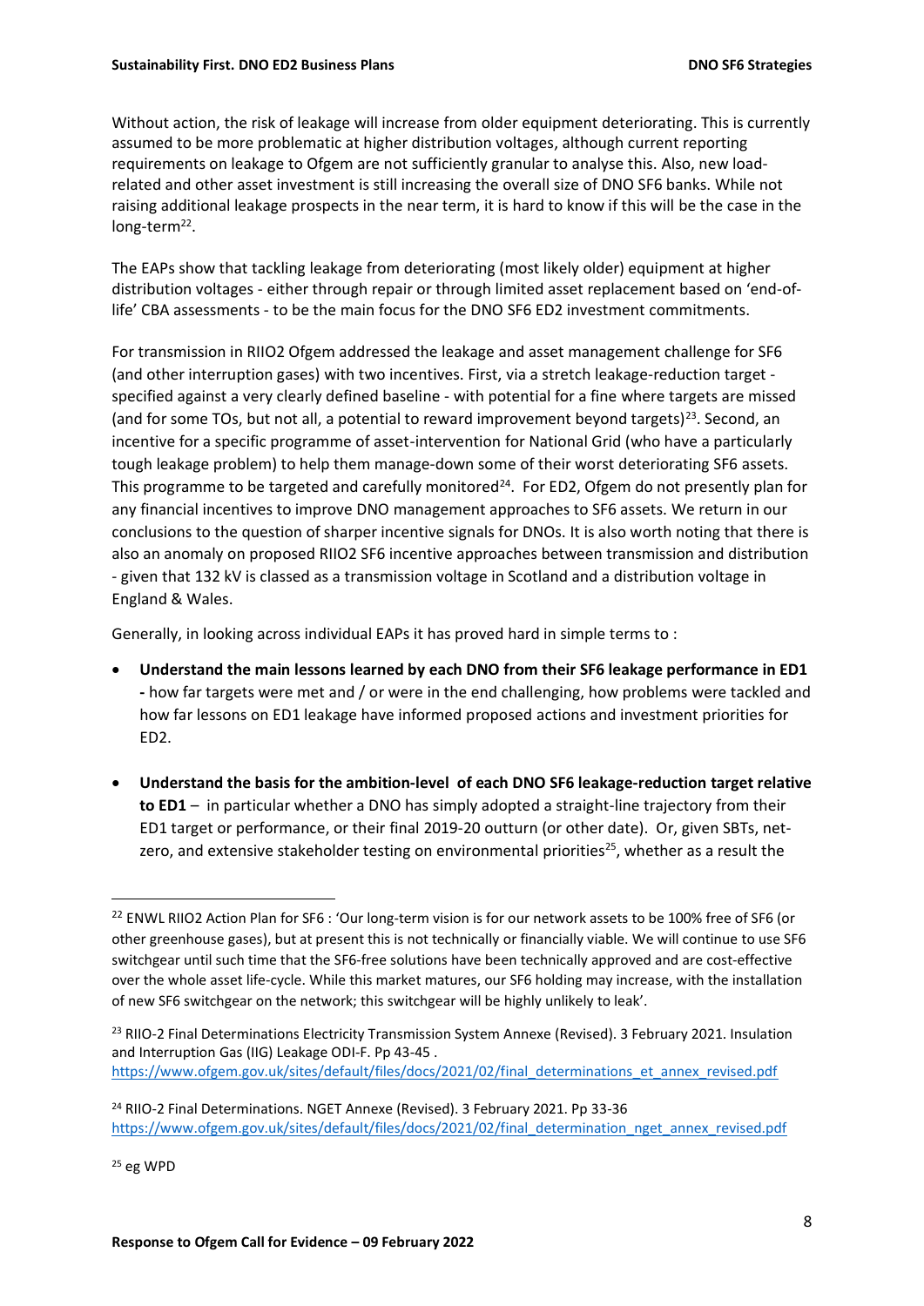Without action, the risk of leakage will increase from older equipment deteriorating. This is currently assumed to be more problematic at higher distribution voltages, although current reporting requirements on leakage to Ofgem are not sufficiently granular to analyse this. Also, new load-related and other asset investment is still increasing the overall size of DNO SF6 banks. While not raising additional leakage prospects in the near term, it is hard to know if this will be the case in the long-term[22].

The EAPs show that tackling leakage from deteriorating (most likely older) equipment at higher distribution voltages - either through repair or through limited asset replacement based on 'end-of-life' CBA assessments - to be the main focus for the DNO SF6 ED2 investment commitments.

For transmission in RIIO2 Ofgem addressed the leakage and asset management challenge for SF6 (and other interruption gases) with two incentives. First, via a stretch leakage-reduction target - specified against a very clearly defined baseline - with potential for a fine where targets are missed (and for some TOs, but not all, a potential to reward improvement beyond targets)[23]. Second, an incentive for a specific programme of asset-intervention for National Grid (who have a particularly tough leakage problem) to help them manage-down some of their worst deteriorating SF6 assets. This programme to be targeted and carefully monitored[24]. For ED2, Ofgem do not presently plan for any financial incentives to improve DNO management approaches to SF6 assets. We return in our conclusions to the question of sharper incentive signals for DNOs. It is also worth noting that there is also an anomaly on proposed RIIO2 SF6 incentive approaches between transmission and distribution - given that 132 kV is classed as a transmission voltage in Scotland and a distribution voltage in England & Wales.

Generally, in looking across individual EAPs it has proved hard in simple terms to :

- **Understand the main lessons learned by each DNO from their SF6 leakage performance in ED1 -** how far targets were met and / or were in the end challenging, how problems were tackled and how far lessons on ED1 leakage have informed proposed actions and investment priorities for ED2.
- **Understand the basis for the ambition-level of each DNO SF6 leakage-reduction target relative to ED1** – in particular whether a DNO has simply adopted a straight-line trajectory from their ED1 target or performance, or their final 2019-20 outturn (or other date). Or, given SBTs, net-zero, and extensive stakeholder testing on environmental priorities[25], whether as a result the

---

[22] ENWL RIIO2 Action Plan for SF6 : 'Our long-term vision is for our network assets to be 100% free of SF6 (or other greenhouse gases), but at present this is not technically or financially viable. We will continue to use SF6 switchgear until such time that the SF6-free solutions have been technically approved and are cost-effective over the whole asset life-cycle. While this market matures, our SF6 holding may increase, with the installation of new SF6 switchgear on the network; this switchgear will be highly unlikely to leak'.

[23] RIIO-2 Final Determinations Electricity Transmission System Annexe (Revised). 3 February 2021. Insulation and Interruption Gas (IIG) Leakage ODI-F. Pp 43-45 . https://www.ofgem.gov.uk/sites/default/files/docs/2021/02/final_determinations_et_annex_revised.pdf

[24] RIIO-2 Final Determinations. NGET Annexe (Revised). 3 February 2021. Pp 33-36 https://www.ofgem.gov.uk/sites/default/files/docs/2021/02/final_determination_nget_annex_revised.pdf

[25] eg WPD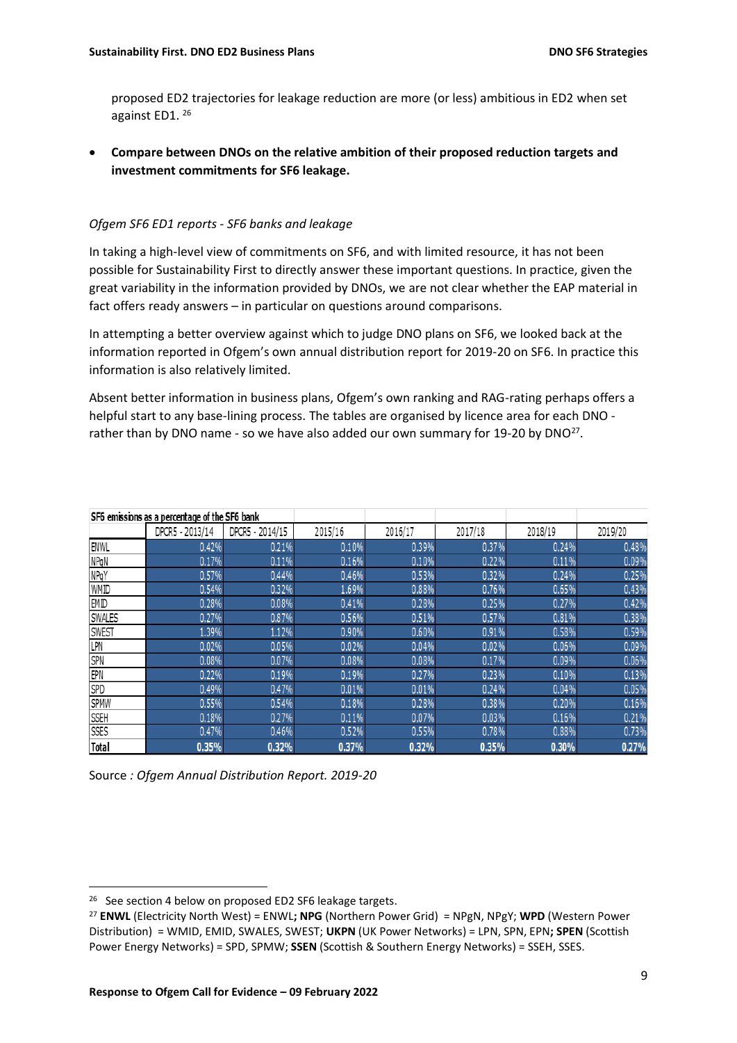proposed ED2 trajectories for leakage reduction are more (or less) ambitious in ED2 when set against ED1. [26]

- **Compare between DNOs on the relative ambition of their proposed reduction targets and investment commitments for SF6 leakage.**

*Ofgem SF6 ED1 reports - SF6 banks and leakage*

In taking a high-level view of commitments on SF6, and with limited resource, it has not been possible for Sustainability First to directly answer these important questions. In practice, given the great variability in the information provided by DNOs, we are not clear whether the EAP material in fact offers ready answers – in particular on questions around comparisons.

In attempting a better overview against which to judge DNO plans on SF6, we looked back at the information reported in Ofgem's own annual distribution report for 2019-20 on SF6. In practice this information is also relatively limited.

Absent better information in business plans, Ofgem's own ranking and RAG-rating perhaps offers a helpful start to any base-lining process. The tables are organised by licence area for each DNO - rather than by DNO name - so we have also added our own summary for 19-20 by DNO[27].

| SF6 emissions as a percentage of the SF6 bank | DPCR5 - 2013/14 | DPCR5 - 2014/15 | 2015/16 | 2016/17 | 2017/18 | 2018/19 | 2019/20 |
|---|---|---|---|---|---|---|---|
| ENWL | 0.42% | 0.21% | 0.10% | 0.39% | 0.37% | 0.24% | 0.48% |
| NPgN | 0.17% | 0.11% | 0.16% | 0.10% | 0.22% | 0.11% | 0.09% |
| NPgY | 0.57% | 0.44% | 0.46% | 0.53% | 0.32% | 0.24% | 0.25% |
| WMID | 0.54% | 0.32% | 1.69% | 0.88% | 0.76% | 0.65% | 0.43% |
| EMID | 0.28% | 0.08% | 0.41% | 0.28% | 0.25% | 0.27% | 0.42% |
| SWALES | 0.27% | 0.87% | 0.56% | 0.51% | 0.57% | 0.81% | 0.38% |
| SWEST | 1.39% | 1.12% | 0.90% | 0.60% | 0.91% | 0.58% | 0.59% |
| LPN | 0.02% | 0.05% | 0.02% | 0.04% | 0.02% | 0.06% | 0.09% |
| SPN | 0.08% | 0.07% | 0.08% | 0.08% | 0.17% | 0.09% | 0.06% |
| EPN | 0.22% | 0.19% | 0.19% | 0.27% | 0.23% | 0.10% | 0.13% |
| SPD | 0.49% | 0.47% | 0.01% | 0.01% | 0.24% | 0.04% | 0.05% |
| SPMW | 0.55% | 0.54% | 0.18% | 0.28% | 0.38% | 0.20% | 0.16% |
| SSEH | 0.18% | 0.27% | 0.11% | 0.07% | 0.03% | 0.16% | 0.21% |
| SSES | 0.47% | 0.46% | 0.52% | 0.55% | 0.78% | 0.88% | 0.73% |
| **Total** | **0.35%** | **0.32%** | **0.37%** | **0.32%** | **0.35%** | **0.30%** | **0.27%** |

Source : *Ofgem Annual Distribution Report. 2019-20*

---

[26] See section 4 below on proposed ED2 SF6 leakage targets.

[27] **ENWL** (Electricity North West) = ENWL**; NPG** (Northern Power Grid) = NPgN, NPgY; **WPD** (Western Power Distribution) = WMID, EMID, SWALES, SWEST; **UKPN** (UK Power Networks) = LPN, SPN, EPN**; SPEN** (Scottish Power Energy Networks) = SPD, SPMW; **SSEN** (Scottish & Southern Energy Networks) = SSEH, SSES.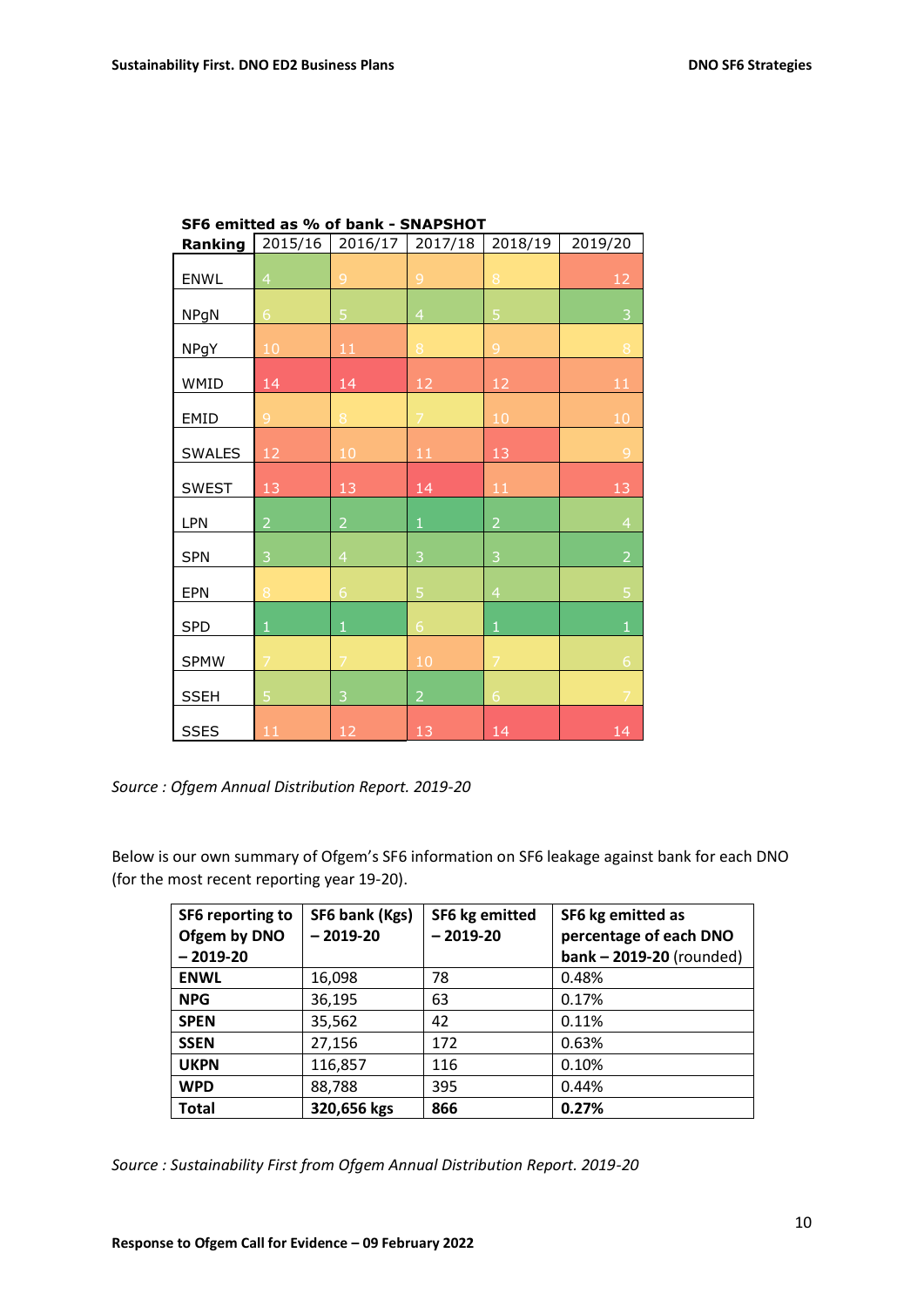**SF6 emitted as % of bank - SNAPSHOT**

| Ranking | 2015/16 | 2016/17 | 2017/18 | 2018/19 | 2019/20 |
|---|---|---|---|---|---|
| ENWL | 4 | 9 | 9 | 8 | 12 |
| NPgN | 6 | 5 | 4 | 5 | 3 |
| NPgY | 10 | 11 | 8 | 9 | 8 |
| WMID | 14 | 14 | 12 | 12 | 11 |
| EMID | 9 | 8 | 7 | 10 | 10 |
| SWALES | 12 | 10 | 11 | 13 | 9 |
| SWEST | 13 | 13 | 14 | 11 | 13 |
| LPN | 2 | 2 | 1 | 2 | 4 |
| SPN | 3 | 4 | 3 | 3 | 2 |
| EPN | 8 | 6 | 5 | 4 | 5 |
| SPD | 1 | 1 | 6 | 1 | 1 |
| SPMW | 7 | 7 | 10 | 7 | 6 |
| SSEH | 5 | 3 | 2 | 6 | 7 |
| SSES | 11 | 12 | 13 | 14 | 14 |

*Source : Ofgem Annual Distribution Report. 2019-20*

Below is our own summary of Ofgem's SF6 information on SF6 leakage against bank for each DNO (for the most recent reporting year 19-20).

| SF6 reporting to Ofgem by DNO – 2019-20 | SF6 bank (Kgs) – 2019-20 | SF6 kg emitted – 2019-20 | SF6 kg emitted as percentage of each DNO bank – 2019-20 (rounded) |
|---|---|---|---|
| **ENWL** | 16,098 | 78 | 0.48% |
| **NPG** | 36,195 | 63 | 0.17% |
| **SPEN** | 35,562 | 42 | 0.11% |
| **SSEN** | 27,156 | 172 | 0.63% |
| **UKPN** | 116,857 | 116 | 0.10% |
| **WPD** | 88,788 | 395 | 0.44% |
| **Total** | **320,656 kgs** | **866** | **0.27%** |

*Source : Sustainability First from Ofgem Annual Distribution Report. 2019-20*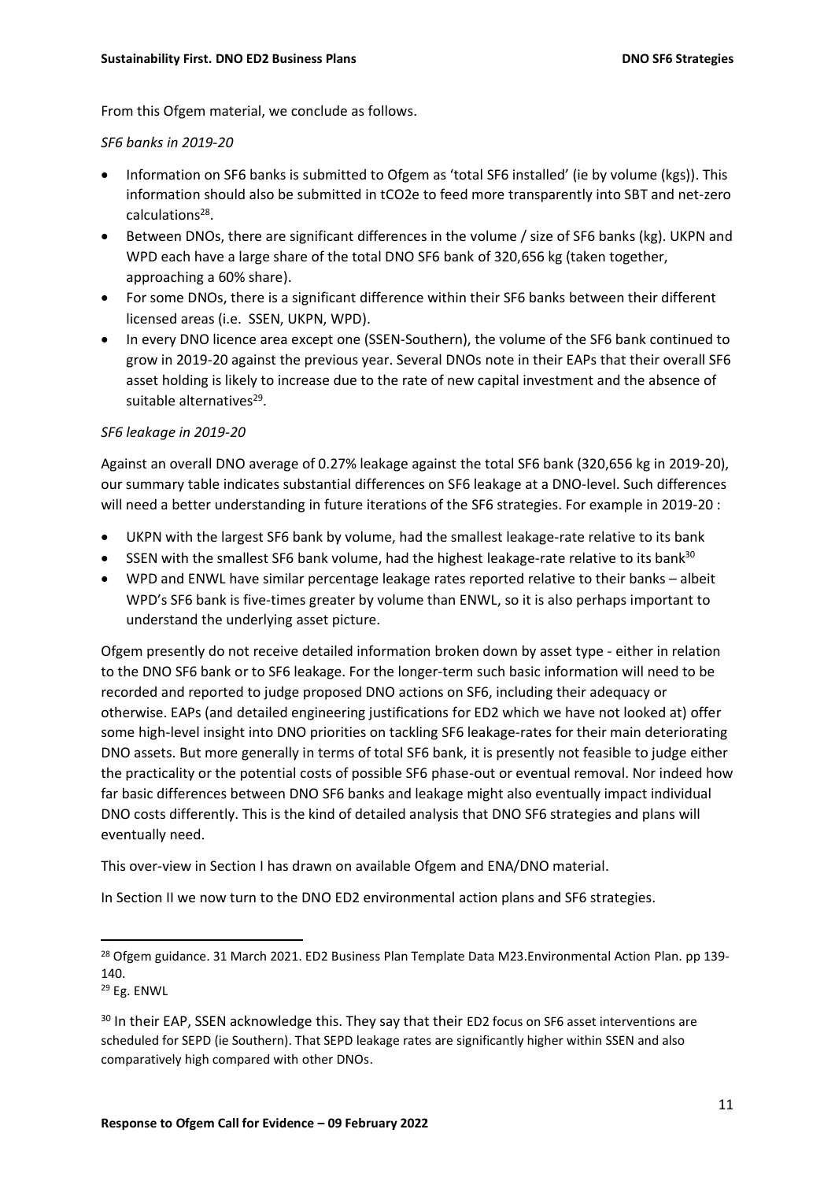From this Ofgem material, we conclude as follows.

*SF6 banks in 2019-20*

- Information on SF6 banks is submitted to Ofgem as 'total SF6 installed' (ie by volume (kgs)). This information should also be submitted in tCO2e to feed more transparently into SBT and net-zero calculations[28].
- Between DNOs, there are significant differences in the volume / size of SF6 banks (kg). UKPN and WPD each have a large share of the total DNO SF6 bank of 320,656 kg (taken together, approaching a 60% share).
- For some DNOs, there is a significant difference within their SF6 banks between their different licensed areas (i.e. SSEN, UKPN, WPD).
- In every DNO licence area except one (SSEN-Southern), the volume of the SF6 bank continued to grow in 2019-20 against the previous year. Several DNOs note in their EAPs that their overall SF6 asset holding is likely to increase due to the rate of new capital investment and the absence of suitable alternatives[29].

*SF6 leakage in 2019-20*

Against an overall DNO average of 0.27% leakage against the total SF6 bank (320,656 kg in 2019-20), our summary table indicates substantial differences on SF6 leakage at a DNO-level. Such differences will need a better understanding in future iterations of the SF6 strategies. For example in 2019-20 :

- UKPN with the largest SF6 bank by volume, had the smallest leakage-rate relative to its bank
- SSEN with the smallest SF6 bank volume, had the highest leakage-rate relative to its bank[30]
- WPD and ENWL have similar percentage leakage rates reported relative to their banks – albeit WPD's SF6 bank is five-times greater by volume than ENWL, so it is also perhaps important to understand the underlying asset picture.

Ofgem presently do not receive detailed information broken down by asset type - either in relation to the DNO SF6 bank or to SF6 leakage. For the longer-term such basic information will need to be recorded and reported to judge proposed DNO actions on SF6, including their adequacy or otherwise. EAPs (and detailed engineering justifications for ED2 which we have not looked at) offer some high-level insight into DNO priorities on tackling SF6 leakage-rates for their main deteriorating DNO assets. But more generally in terms of total SF6 bank, it is presently not feasible to judge either the practicality or the potential costs of possible SF6 phase-out or eventual removal. Nor indeed how far basic differences between DNO SF6 banks and leakage might also eventually impact individual DNO costs differently. This is the kind of detailed analysis that DNO SF6 strategies and plans will eventually need.

This over-view in Section I has drawn on available Ofgem and ENA/DNO material.

In Section II we now turn to the DNO ED2 environmental action plans and SF6 strategies.

---

[28] Ofgem guidance. 31 March 2021. ED2 Business Plan Template Data M23.Environmental Action Plan. pp 139-140.

[29] Eg. ENWL

[30] In their EAP, SSEN acknowledge this. They say that their ED2 focus on SF6 asset interventions are scheduled for SEPD (ie Southern). That SEPD leakage rates are significantly higher within SSEN and also comparatively high compared with other DNOs.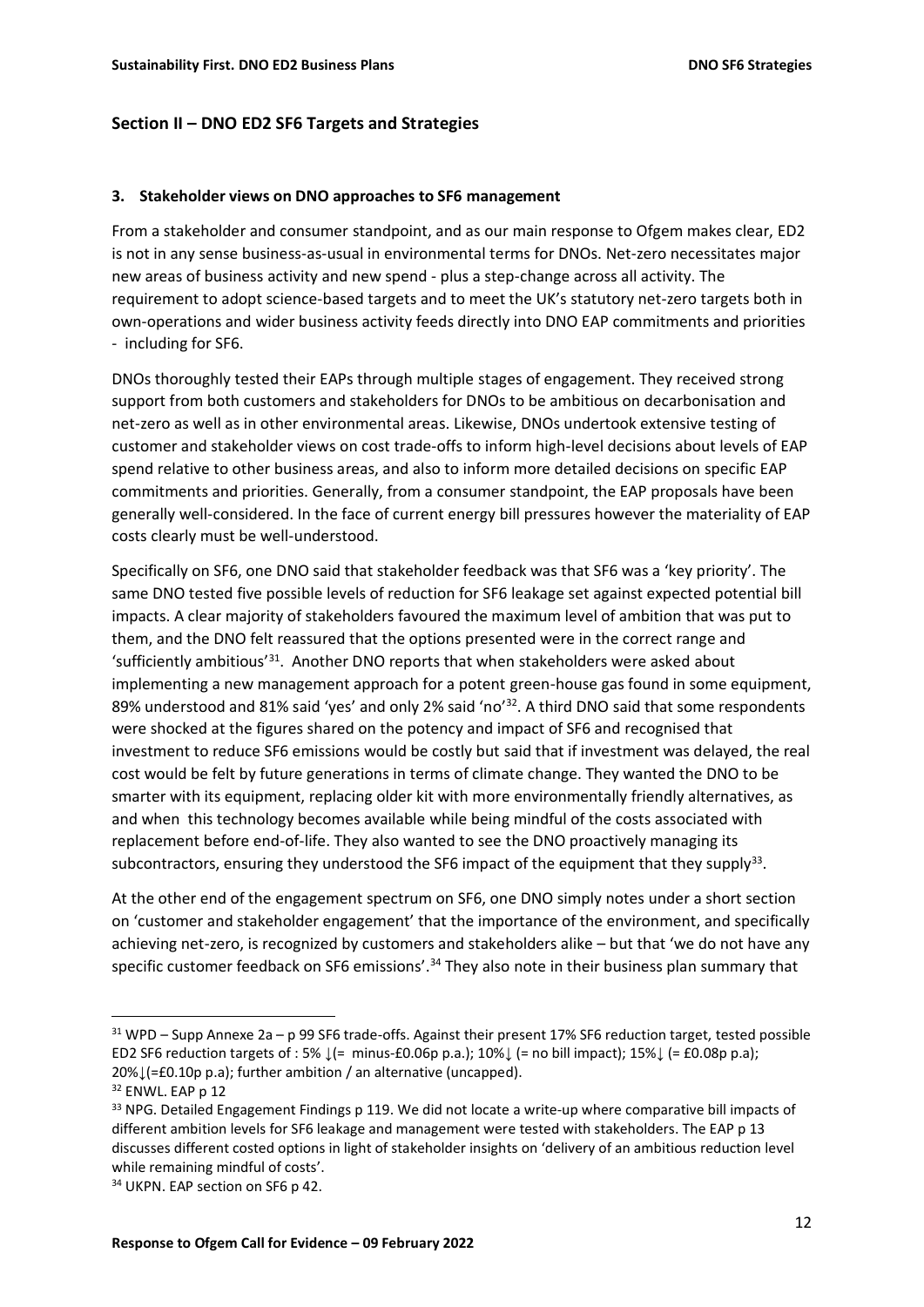## Section II – DNO ED2 SF6 Targets and Strategies

### 3. Stakeholder views on DNO approaches to SF6 management

From a stakeholder and consumer standpoint, and as our main response to Ofgem makes clear, ED2 is not in any sense business-as-usual in environmental terms for DNOs. Net-zero necessitates major new areas of business activity and new spend - plus a step-change across all activity. The requirement to adopt science-based targets and to meet the UK's statutory net-zero targets both in own-operations and wider business activity feeds directly into DNO EAP commitments and priorities - including for SF6.

DNOs thoroughly tested their EAPs through multiple stages of engagement. They received strong support from both customers and stakeholders for DNOs to be ambitious on decarbonisation and net-zero as well as in other environmental areas. Likewise, DNOs undertook extensive testing of customer and stakeholder views on cost trade-offs to inform high-level decisions about levels of EAP spend relative to other business areas, and also to inform more detailed decisions on specific EAP commitments and priorities. Generally, from a consumer standpoint, the EAP proposals have been generally well-considered. In the face of current energy bill pressures however the materiality of EAP costs clearly must be well-understood.

Specifically on SF6, one DNO said that stakeholder feedback was that SF6 was a 'key priority'. The same DNO tested five possible levels of reduction for SF6 leakage set against expected potential bill impacts. A clear majority of stakeholders favoured the maximum level of ambition that was put to them, and the DNO felt reassured that the options presented were in the correct range and 'sufficiently ambitious'[31]. Another DNO reports that when stakeholders were asked about implementing a new management approach for a potent green-house gas found in some equipment, 89% understood and 81% said 'yes' and only 2% said 'no'[32]. A third DNO said that some respondents were shocked at the figures shared on the potency and impact of SF6 and recognised that investment to reduce SF6 emissions would be costly but said that if investment was delayed, the real cost would be felt by future generations in terms of climate change. They wanted the DNO to be smarter with its equipment, replacing older kit with more environmentally friendly alternatives, as and when this technology becomes available while being mindful of the costs associated with replacement before end-of-life. They also wanted to see the DNO proactively managing its subcontractors, ensuring they understood the SF6 impact of the equipment that they supply[33].

At the other end of the engagement spectrum on SF6, one DNO simply notes under a short section on 'customer and stakeholder engagement' that the importance of the environment, and specifically achieving net-zero, is recognized by customers and stakeholders alike – but that 'we do not have any specific customer feedback on SF6 emissions'.[34] They also note in their business plan summary that

---

[31] WPD – Supp Annexe 2a – p 99 SF6 trade-offs. Against their present 17% SF6 reduction target, tested possible ED2 SF6 reduction targets of : 5% ↓(= minus-£0.06p p.a.); 10%↓ (= no bill impact); 15%↓ (= £0.08p p.a); 20%↓(=£0.10p p.a); further ambition / an alternative (uncapped).

[32] ENWL. EAP p 12

[33] NPG. Detailed Engagement Findings p 119. We did not locate a write-up where comparative bill impacts of different ambition levels for SF6 leakage and management were tested with stakeholders. The EAP p 13 discusses different costed options in light of stakeholder insights on 'delivery of an ambitious reduction level while remaining mindful of costs'.

[34] UKPN. EAP section on SF6 p 42.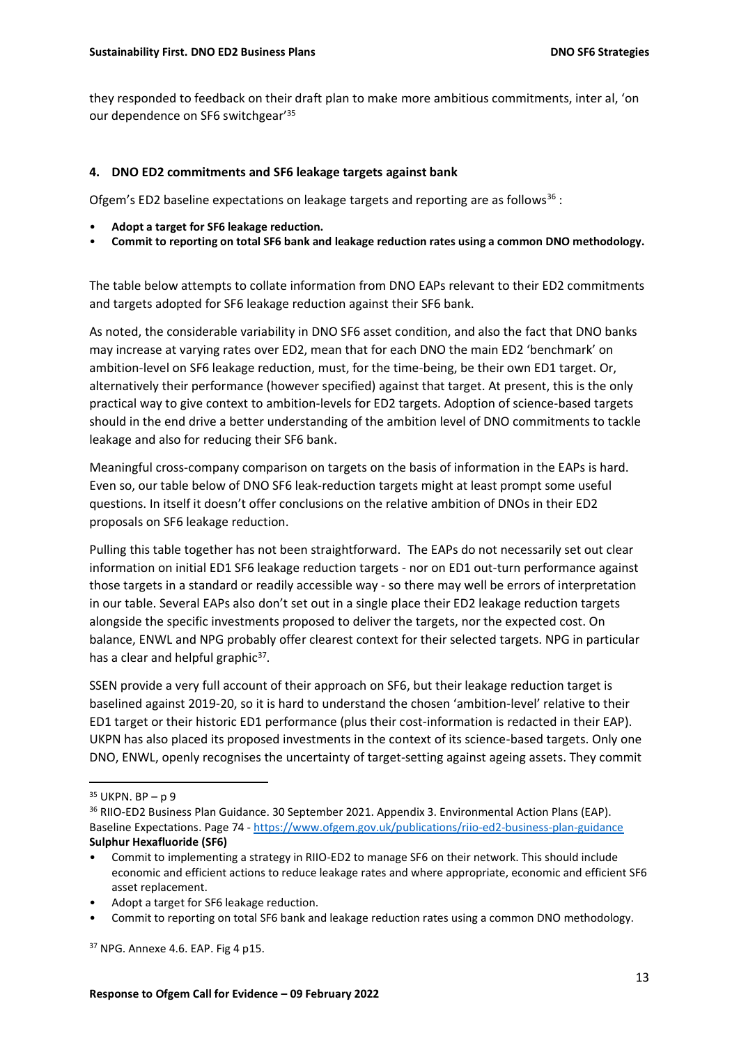they responded to feedback on their draft plan to make more ambitious commitments, inter al, 'on our dependence on SF6 switchgear'[35]

## 4. DNO ED2 commitments and SF6 leakage targets against bank

Ofgem's ED2 baseline expectations on leakage targets and reporting are as follows[36] :

- **Adopt a target for SF6 leakage reduction.**
- **Commit to reporting on total SF6 bank and leakage reduction rates using a common DNO methodology.**

The table below attempts to collate information from DNO EAPs relevant to their ED2 commitments and targets adopted for SF6 leakage reduction against their SF6 bank.

As noted, the considerable variability in DNO SF6 asset condition, and also the fact that DNO banks may increase at varying rates over ED2, mean that for each DNO the main ED2 'benchmark' on ambition-level on SF6 leakage reduction, must, for the time-being, be their own ED1 target. Or, alternatively their performance (however specified) against that target. At present, this is the only practical way to give context to ambition-levels for ED2 targets. Adoption of science-based targets should in the end drive a better understanding of the ambition level of DNO commitments to tackle leakage and also for reducing their SF6 bank.

Meaningful cross-company comparison on targets on the basis of information in the EAPs is hard. Even so, our table below of DNO SF6 leak-reduction targets might at least prompt some useful questions. In itself it doesn't offer conclusions on the relative ambition of DNOs in their ED2 proposals on SF6 leakage reduction.

Pulling this table together has not been straightforward. The EAPs do not necessarily set out clear information on initial ED1 SF6 leakage reduction targets - nor on ED1 out-turn performance against those targets in a standard or readily accessible way - so there may well be errors of interpretation in our table. Several EAPs also don't set out in a single place their ED2 leakage reduction targets alongside the specific investments proposed to deliver the targets, nor the expected cost. On balance, ENWL and NPG probably offer clearest context for their selected targets. NPG in particular has a clear and helpful graphic[37].

SSEN provide a very full account of their approach on SF6, but their leakage reduction target is baselined against 2019-20, so it is hard to understand the chosen 'ambition-level' relative to their ED1 target or their historic ED1 performance (plus their cost-information is redacted in their EAP). UKPN has also placed its proposed investments in the context of its science-based targets. Only one DNO, ENWL, openly recognises the uncertainty of target-setting against ageing assets. They commit

---

[35] UKPN. BP – p 9

[36] RIIO-ED2 Business Plan Guidance. 30 September 2021. Appendix 3. Environmental Action Plans (EAP). Baseline Expectations. Page 74 - https://www.ofgem.gov.uk/publications/riio-ed2-business-plan-guidance
**Sulphur Hexafluoride (SF6)**

- Commit to implementing a strategy in RIIO-ED2 to manage SF6 on their network. This should include economic and efficient actions to reduce leakage rates and where appropriate, economic and efficient SF6 asset replacement.
- Adopt a target for SF6 leakage reduction.
- Commit to reporting on total SF6 bank and leakage reduction rates using a common DNO methodology.

[37] NPG. Annexe 4.6. EAP. Fig 4 p15.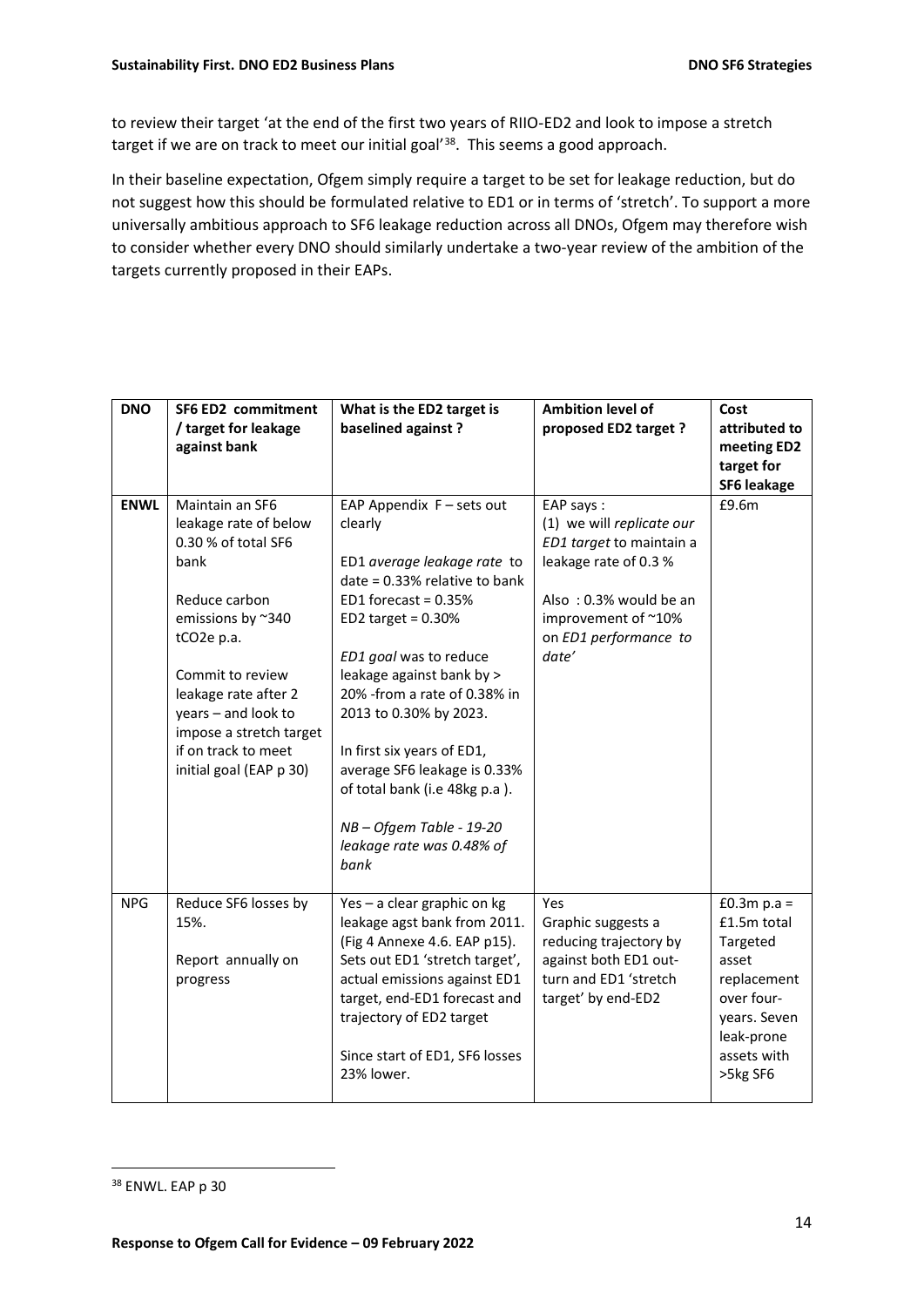to review their target 'at the end of the first two years of RIIO-ED2 and look to impose a stretch target if we are on track to meet our initial goal'[38]. This seems a good approach.

In their baseline expectation, Ofgem simply require a target to be set for leakage reduction, but do not suggest how this should be formulated relative to ED1 or in terms of 'stretch'. To support a more universally ambitious approach to SF6 leakage reduction across all DNOs, Ofgem may therefore wish to consider whether every DNO should similarly undertake a two-year review of the ambition of the targets currently proposed in their EAPs.

| DNO | SF6 ED2 commitment / target for leakage against bank | What is the ED2 target is baselined against ? | Ambition level of proposed ED2 target ? | Cost attributed to meeting ED2 target for SF6 leakage |
|---|---|---|---|---|
| **ENWL** | Maintain an SF6 leakage rate of below 0.30 % of total SF6 bank<br><br>Reduce carbon emissions by ~340 tCO2e p.a.<br><br>Commit to review leakage rate after 2 years – and look to impose a stretch target if on track to meet initial goal (EAP p 30) | EAP Appendix F – sets out clearly<br><br>ED1 *average leakage rate* to date = 0.33% relative to bank<br>ED1 forecast = 0.35%<br>ED2 target = 0.30%<br><br>*ED1 goal* was to reduce leakage against bank by > 20% -from a rate of 0.38% in 2013 to 0.30% by 2023.<br><br>In first six years of ED1, average SF6 leakage is 0.33% of total bank (i.e 48kg p.a ).<br><br>*NB – Ofgem Table - 19-20 leakage rate was 0.48% of bank* | EAP says :<br>(1) we will *replicate our ED1 target* to maintain a leakage rate of 0.3 %<br><br>Also : 0.3% would be an improvement of ~10% on *ED1 performance to date'* | £9.6m |
| NPG | Reduce SF6 losses by 15%.<br><br>Report annually on progress | Yes – a clear graphic on kg leakage agst bank from 2011. (Fig 4 Annexe 4.6. EAP p15). Sets out ED1 'stretch target', actual emissions against ED1 target, end-ED1 forecast and trajectory of ED2 target<br><br>Since start of ED1, SF6 losses 23% lower. | Yes<br>Graphic suggests a reducing trajectory by against both ED1 out-turn and ED1 'stretch target' by end-ED2 | £0.3m p.a = £1.5m total Targeted asset replacement over four-years. Seven leak-prone assets with >5kg SF6 |

[38] ENWL. EAP p 30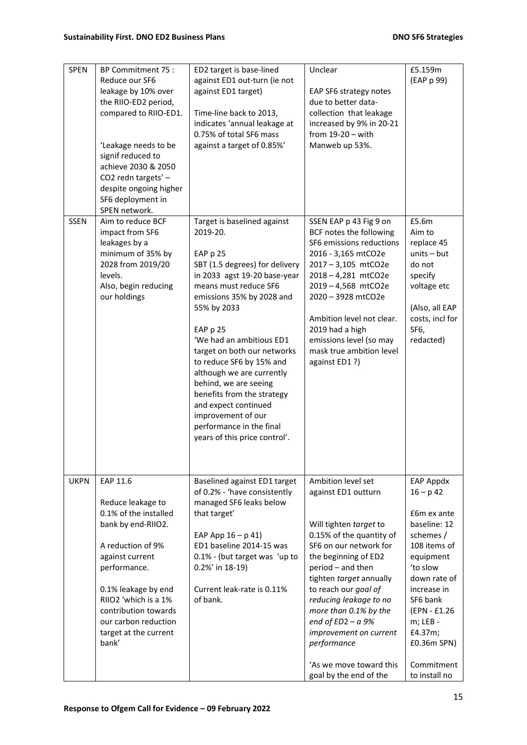| SPEN | BP Commitment 75 : Reduce our SF6 leakage by 10% over the RIIO-ED2 period, compared to RIIO-ED1.<br><br>'Leakage needs to be signif reduced to achieve 2030 & 2050 CO2 redn targets' – despite ongoing higher SF6 deployment in SPEN network. | ED2 target is base-lined against ED1 out-turn (ie not against ED1 target)<br><br>Time-line back to 2013, indicates 'annual leakage at 0.75% of total SF6 mass against a target of 0.85%' | Unclear<br><br>EAP SF6 strategy notes due to better data-collection that leakage increased by 9% in 20-21 from 19-20 – with Manweb up 53%. | £5.159m (EAP p 99) |
|---|---|---|---|---|
| SSEN | Aim to reduce BCF impact from SF6 leakages by a minimum of 35% by 2028 from 2019/20 levels.<br>Also, begin reducing our holdings | Target is baselined against 2019-20.<br><br>EAP p 25<br>SBT (1.5 degrees) for delivery in 2033 agst 19-20 base-year means must reduce SF6 emissions 35% by 2028 and 55% by 2033<br><br>EAP p 25<br>'We had an ambitious ED1 target on both our networks to reduce SF6 by 15% and although we are currently behind, we are seeing benefits from the strategy and expect continued improvement of our performance in the final years of this price control'. | SSEN EAP p 43 Fig 9 on BCF notes the following SF6 emissions reductions<br>2016 - 3,165 mtCO2e<br>2017 – 3,105 mtCO2e<br>2018 – 4,281 mtCO2e<br>2019 – 4,568 mtCO2e<br>2020 – 3928 mtCO2e<br><br>Ambition level not clear. 2019 had a high emissions level (so may mask true ambition level against ED1 ?) | £5.6m<br>Aim to replace 45 units – but do not specify voltage etc<br><br>(Also, all EAP costs, incl for SF6, redacted) |
| UKPN | EAP 11.6<br><br>Reduce leakage to 0.1% of the installed bank by end-RIIO2.<br><br>A reduction of 9% against current performance.<br><br>0.1% leakage by end RIIO2 'which is a 1% contribution towards our carbon reduction target at the current bank' | Baselined against ED1 target of 0.2% - 'have consistently managed SF6 leaks below that target'<br><br>EAP App 16 – p 41)<br>ED1 baseline 2014-15 was 0.1% - (but target was 'up to 0.2%' in 18-19)<br><br>Current leak-rate is 0.11% of bank. | Ambition level set against ED1 outturn<br><br>Will tighten *target* to 0.15% of the quantity of SF6 on our network for the beginning of ED2 period – and then tighten *target* annually to reach our *goal of reducing leakage to no more than 0.1% by the end of ED2 – a 9% improvement on current performance*<br><br>'As we move toward this goal by the end of the | EAP Appdx 16 – p 42<br><br>£6m ex ante baseline: 12 schemes / 108 items of equipment 'to slow down rate of increase in SF6 bank (EPN - £1.26 m; LEB - £4.37m; £0.36m SPN)<br><br>Commitment to install no |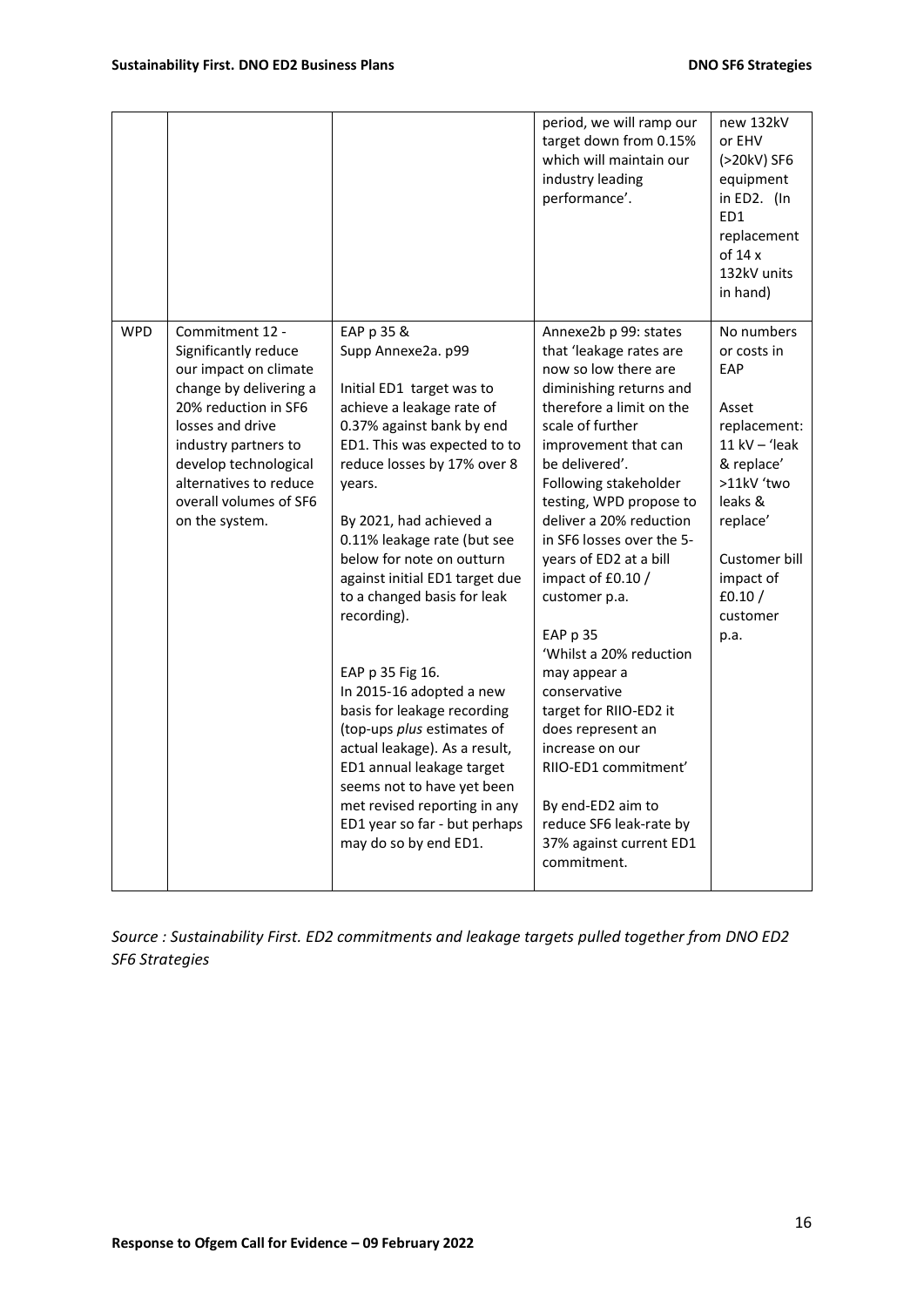| | | | | |
|---|---|---|---|---|
| | | | period, we will ramp our target down from 0.15% which will maintain our industry leading performance'. | new 132kV or EHV (>20kV) SF6 equipment in ED2. (In ED1 replacement of 14 x 132kV units in hand) |
| WPD | Commitment 12 - Significantly reduce our impact on climate change by delivering a 20% reduction in SF6 losses and drive industry partners to develop technological alternatives to reduce overall volumes of SF6 on the system. | EAP p 35 & Supp Annexe2a. p99<br><br>Initial ED1 target was to achieve a leakage rate of 0.37% against bank by end ED1. This was expected to to reduce losses by 17% over 8 years.<br><br>By 2021, had achieved a 0.11% leakage rate (but see below for note on outturn against initial ED1 target due to a changed basis for leak recording).<br><br>EAP p 35 Fig 16.<br>In 2015-16 adopted a new basis for leakage recording (top-ups *plus* estimates of actual leakage). As a result, ED1 annual leakage target seems not to have yet been met revised reporting in any ED1 year so far - but perhaps may do so by end ED1. | Annexe2b p 99: states that 'leakage rates are now so low there are diminishing returns and therefore a limit on the scale of further improvement that can be delivered'.<br>Following stakeholder testing, WPD propose to deliver a 20% reduction in SF6 losses over the 5-years of ED2 at a bill impact of £0.10 / customer p.a.<br><br>EAP p 35<br>'Whilst a 20% reduction may appear a conservative target for RIIO-ED2 it does represent an increase on our RIIO-ED1 commitment'<br><br>By end-ED2 aim to reduce SF6 leak-rate by 37% against current ED1 commitment. | No numbers or costs in EAP<br><br>Asset replacement: 11 kV – 'leak & replace' >11kV 'two leaks & replace'<br><br>Customer bill impact of £0.10 / customer p.a. |

*Source : Sustainability First. ED2 commitments and leakage targets pulled together from DNO ED2 SF6 Strategies*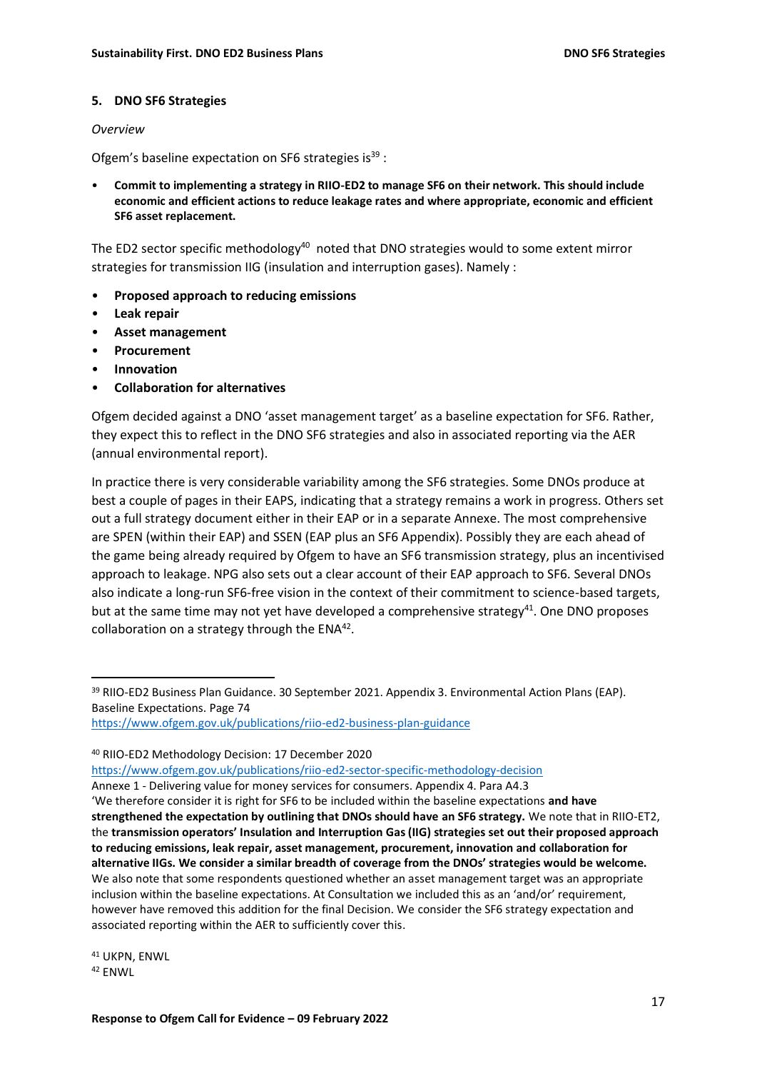## 5. DNO SF6 Strategies

*Overview*

Ofgem's baseline expectation on SF6 strategies is[39] :

- **Commit to implementing a strategy in RIIO-ED2 to manage SF6 on their network. This should include economic and efficient actions to reduce leakage rates and where appropriate, economic and efficient SF6 asset replacement.**

The ED2 sector specific methodology[40] noted that DNO strategies would to some extent mirror strategies for transmission IIG (insulation and interruption gases). Namely :

- **Proposed approach to reducing emissions**
- **Leak repair**
- **Asset management**
- **Procurement**
- **Innovation**
- **Collaboration for alternatives**

Ofgem decided against a DNO 'asset management target' as a baseline expectation for SF6. Rather, they expect this to reflect in the DNO SF6 strategies and also in associated reporting via the AER (annual environmental report).

In practice there is very considerable variability among the SF6 strategies. Some DNOs produce at best a couple of pages in their EAPS, indicating that a strategy remains a work in progress. Others set out a full strategy document either in their EAP or in a separate Annexe. The most comprehensive are SPEN (within their EAP) and SSEN (EAP plus an SF6 Appendix). Possibly they are each ahead of the game being already required by Ofgem to have an SF6 transmission strategy, plus an incentivised approach to leakage. NPG also sets out a clear account of their EAP approach to SF6. Several DNOs also indicate a long-run SF6-free vision in the context of their commitment to science-based targets, but at the same time may not yet have developed a comprehensive strategy[41]. One DNO proposes collaboration on a strategy through the ENA[42].

---

[39] RIIO-ED2 Business Plan Guidance. 30 September 2021. Appendix 3. Environmental Action Plans (EAP). Baseline Expectations. Page 74
https://www.ofgem.gov.uk/publications/riio-ed2-business-plan-guidance

[40] RIIO-ED2 Methodology Decision: 17 December 2020
https://www.ofgem.gov.uk/publications/riio-ed2-sector-specific-methodology-decision
Annexe 1 - Delivering value for money services for consumers. Appendix 4. Para A4.3
'We therefore consider it is right for SF6 to be included within the baseline expectations **and have strengthened the expectation by outlining that DNOs should have an SF6 strategy.** We note that in RIIO-ET2, the **transmission operators' Insulation and Interruption Gas (IIG) strategies set out their proposed approach to reducing emissions, leak repair, asset management, procurement, innovation and collaboration for alternative IIGs. We consider a similar breadth of coverage from the DNOs' strategies would be welcome.** We also note that some respondents questioned whether an asset management target was an appropriate inclusion within the baseline expectations. At Consultation we included this as an 'and/or' requirement, however have removed this addition for the final Decision. We consider the SF6 strategy expectation and associated reporting within the AER to sufficiently cover this.

[41] UKPN, ENWL

[42] ENWL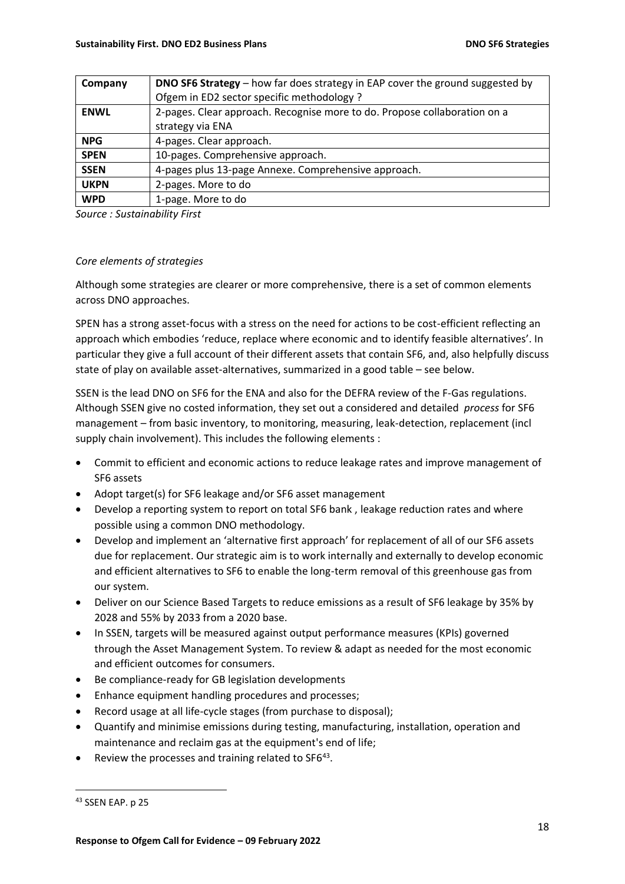| Company | **DNO SF6 Strategy** – how far does strategy in EAP cover the ground suggested by Ofgem in ED2 sector specific methodology ? |
|---|---|
| **ENWL** | 2-pages. Clear approach. Recognise more to do. Propose collaboration on a strategy via ENA |
| **NPG** | 4-pages. Clear approach. |
| **SPEN** | 10-pages. Comprehensive approach. |
| **SSEN** | 4-pages plus 13-page Annexe. Comprehensive approach. |
| **UKPN** | 2-pages. More to do |
| **WPD** | 1-page. More to do |

*Source : Sustainability First*

*Core elements of strategies*

Although some strategies are clearer or more comprehensive, there is a set of common elements across DNO approaches.

SPEN has a strong asset-focus with a stress on the need for actions to be cost-efficient reflecting an approach which embodies 'reduce, replace where economic and to identify feasible alternatives'. In particular they give a full account of their different assets that contain SF6, and, also helpfully discuss state of play on available asset-alternatives, summarized in a good table – see below.

SSEN is the lead DNO on SF6 for the ENA and also for the DEFRA review of the F-Gas regulations. Although SSEN give no costed information, they set out a considered and detailed *process* for SF6 management – from basic inventory, to monitoring, measuring, leak-detection, replacement (incl supply chain involvement). This includes the following elements :

- Commit to efficient and economic actions to reduce leakage rates and improve management of SF6 assets
- Adopt target(s) for SF6 leakage and/or SF6 asset management
- Develop a reporting system to report on total SF6 bank , leakage reduction rates and where possible using a common DNO methodology.
- Develop and implement an 'alternative first approach' for replacement of all of our SF6 assets due for replacement. Our strategic aim is to work internally and externally to develop economic and efficient alternatives to SF6 to enable the long-term removal of this greenhouse gas from our system.
- Deliver on our Science Based Targets to reduce emissions as a result of SF6 leakage by 35% by 2028 and 55% by 2033 from a 2020 base.
- In SSEN, targets will be measured against output performance measures (KPIs) governed through the Asset Management System. To review & adapt as needed for the most economic and efficient outcomes for consumers.
- Be compliance-ready for GB legislation developments
- Enhance equipment handling procedures and processes;
- Record usage at all life-cycle stages (from purchase to disposal);
- Quantify and minimise emissions during testing, manufacturing, installation, operation and maintenance and reclaim gas at the equipment's end of life;
- Review the processes and training related to SF6[43].

[43] SSEN EAP. p 25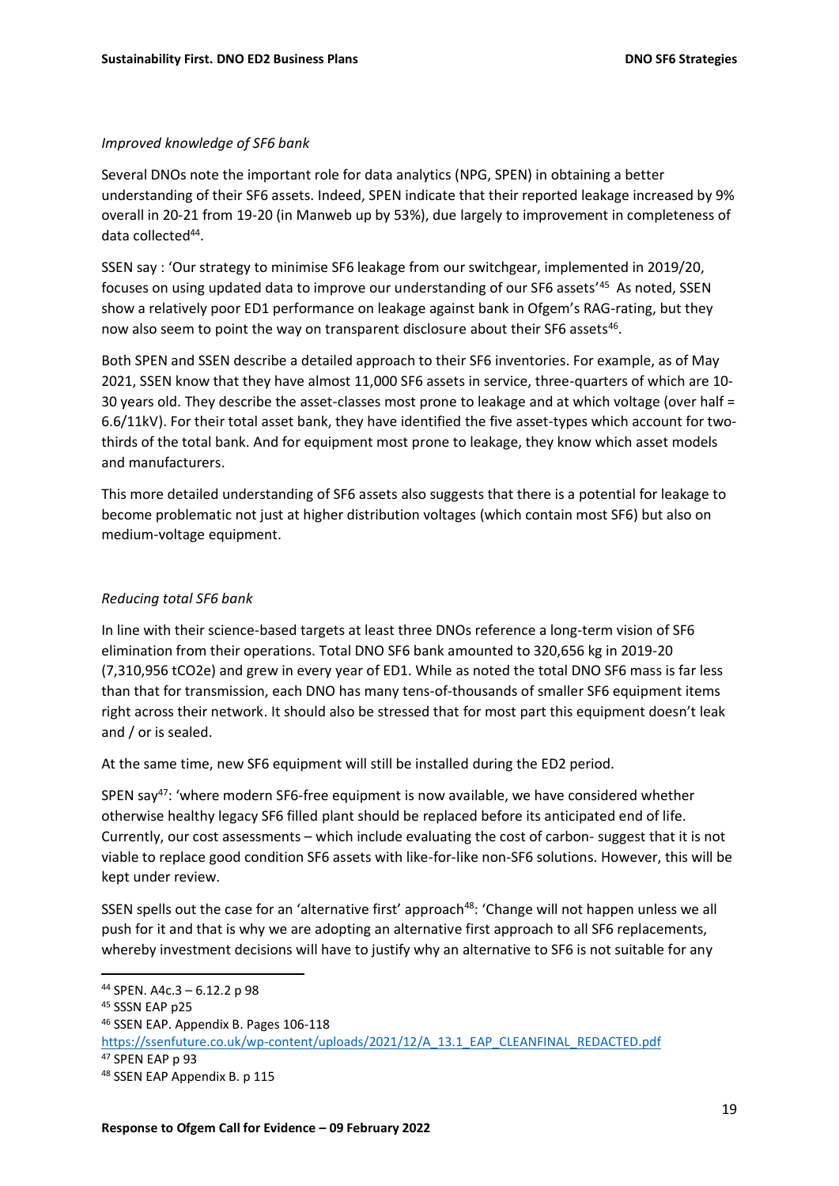*Improved knowledge of SF6 bank*

Several DNOs note the important role for data analytics (NPG, SPEN) in obtaining a better understanding of their SF6 assets. Indeed, SPEN indicate that their reported leakage increased by 9% overall in 20-21 from 19-20 (in Manweb up by 53%), due largely to improvement in completeness of data collected[44].

SSEN say : 'Our strategy to minimise SF6 leakage from our switchgear, implemented in 2019/20, focuses on using updated data to improve our understanding of our SF6 assets'[45] As noted, SSEN show a relatively poor ED1 performance on leakage against bank in Ofgem's RAG-rating, but they now also seem to point the way on transparent disclosure about their SF6 assets[46].

Both SPEN and SSEN describe a detailed approach to their SF6 inventories. For example, as of May 2021, SSEN know that they have almost 11,000 SF6 assets in service, three-quarters of which are 10-30 years old. They describe the asset-classes most prone to leakage and at which voltage (over half = 6.6/11kV). For their total asset bank, they have identified the five asset-types which account for two-thirds of the total bank. And for equipment most prone to leakage, they know which asset models and manufacturers.

This more detailed understanding of SF6 assets also suggests that there is a potential for leakage to become problematic not just at higher distribution voltages (which contain most SF6) but also on medium-voltage equipment.

*Reducing total SF6 bank*

In line with their science-based targets at least three DNOs reference a long-term vision of SF6 elimination from their operations. Total DNO SF6 bank amounted to 320,656 kg in 2019-20 (7,310,956 tCO2e) and grew in every year of ED1. While as noted the total DNO SF6 mass is far less than that for transmission, each DNO has many tens-of-thousands of smaller SF6 equipment items right across their network. It should also be stressed that for most part this equipment doesn't leak and / or is sealed.

At the same time, new SF6 equipment will still be installed during the ED2 period.

SPEN say[47]: 'where modern SF6-free equipment is now available, we have considered whether otherwise healthy legacy SF6 filled plant should be replaced before its anticipated end of life. Currently, our cost assessments – which include evaluating the cost of carbon- suggest that it is not viable to replace good condition SF6 assets with like-for-like non-SF6 solutions. However, this will be kept under review.

SSEN spells out the case for an 'alternative first' approach[48]: 'Change will not happen unless we all push for it and that is why we are adopting an alternative first approach to all SF6 replacements, whereby investment decisions will have to justify why an alternative to SF6 is not suitable for any

---

[44] SPEN. A4c.3 – 6.12.2 p 98

[45] SSSN EAP p25

[46] SSEN EAP. Appendix B. Pages 106-118 https://ssenfuture.co.uk/wp-content/uploads/2021/12/A_13.1_EAP_CLEANFINAL_REDACTED.pdf

[47] SPEN EAP p 93

[48] SSEN EAP Appendix B. p 115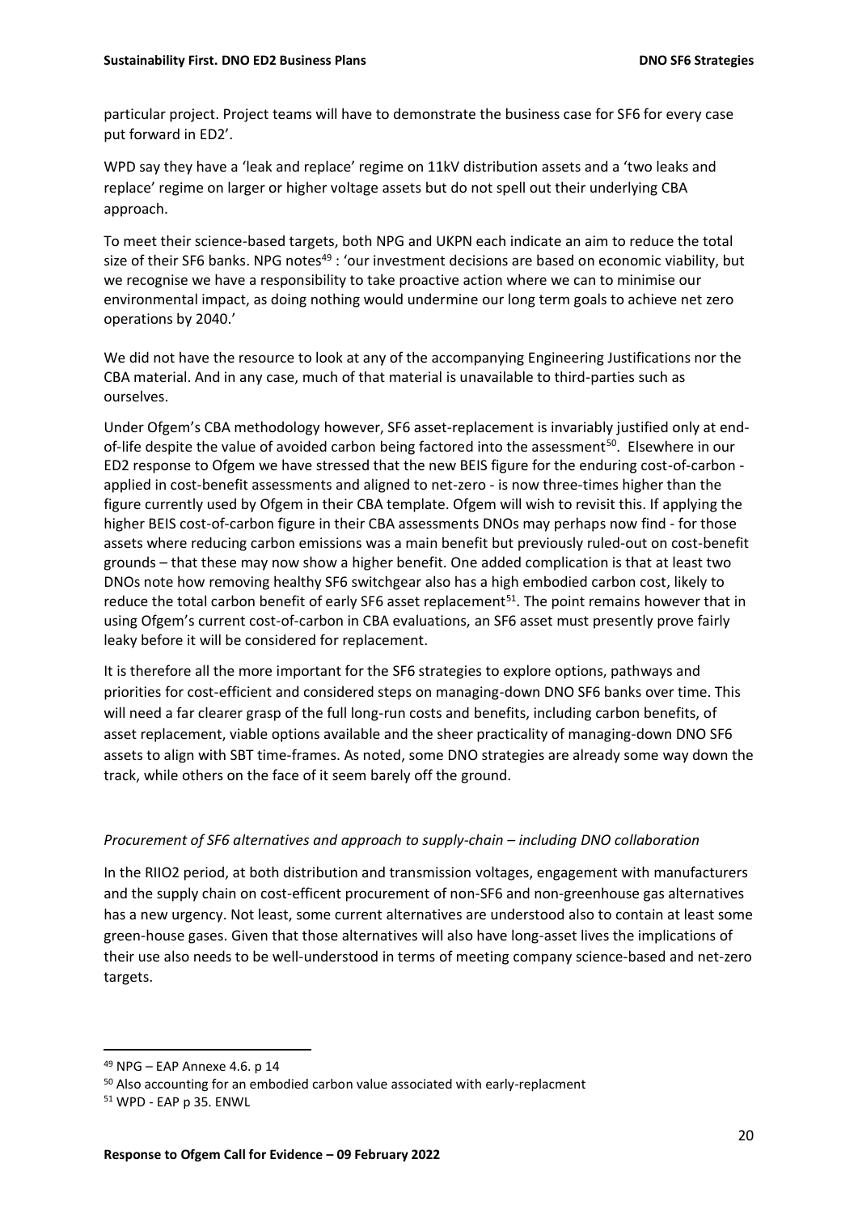particular project. Project teams will have to demonstrate the business case for SF6 for every case put forward in ED2'.

WPD say they have a 'leak and replace' regime on 11kV distribution assets and a 'two leaks and replace' regime on larger or higher voltage assets but do not spell out their underlying CBA approach.

To meet their science-based targets, both NPG and UKPN each indicate an aim to reduce the total size of their SF6 banks. NPG notes[49] : 'our investment decisions are based on economic viability, but we recognise we have a responsibility to take proactive action where we can to minimise our environmental impact, as doing nothing would undermine our long term goals to achieve net zero operations by 2040.'

We did not have the resource to look at any of the accompanying Engineering Justifications nor the CBA material. And in any case, much of that material is unavailable to third-parties such as ourselves.

Under Ofgem's CBA methodology however, SF6 asset-replacement is invariably justified only at end-of-life despite the value of avoided carbon being factored into the assessment[50]. Elsewhere in our ED2 response to Ofgem we have stressed that the new BEIS figure for the enduring cost-of-carbon - applied in cost-benefit assessments and aligned to net-zero - is now three-times higher than the figure currently used by Ofgem in their CBA template. Ofgem will wish to revisit this. If applying the higher BEIS cost-of-carbon figure in their CBA assessments DNOs may perhaps now find - for those assets where reducing carbon emissions was a main benefit but previously ruled-out on cost-benefit grounds – that these may now show a higher benefit. One added complication is that at least two DNOs note how removing healthy SF6 switchgear also has a high embodied carbon cost, likely to reduce the total carbon benefit of early SF6 asset replacement[51]. The point remains however that in using Ofgem's current cost-of-carbon in CBA evaluations, an SF6 asset must presently prove fairly leaky before it will be considered for replacement.

It is therefore all the more important for the SF6 strategies to explore options, pathways and priorities for cost-efficient and considered steps on managing-down DNO SF6 banks over time. This will need a far clearer grasp of the full long-run costs and benefits, including carbon benefits, of asset replacement, viable options available and the sheer practicality of managing-down DNO SF6 assets to align with SBT time-frames. As noted, some DNO strategies are already some way down the track, while others on the face of it seem barely off the ground.

*Procurement of SF6 alternatives and approach to supply-chain – including DNO collaboration*

In the RIIO2 period, at both distribution and transmission voltages, engagement with manufacturers and the supply chain on cost-efficent procurement of non-SF6 and non-greenhouse gas alternatives has a new urgency. Not least, some current alternatives are understood also to contain at least some green-house gases. Given that those alternatives will also have long-asset lives the implications of their use also needs to be well-understood in terms of meeting company science-based and net-zero targets.

---

[49] NPG – EAP Annexe 4.6. p 14

[50] Also accounting for an embodied carbon value associated with early-replacment

[51] WPD - EAP p 35. ENWL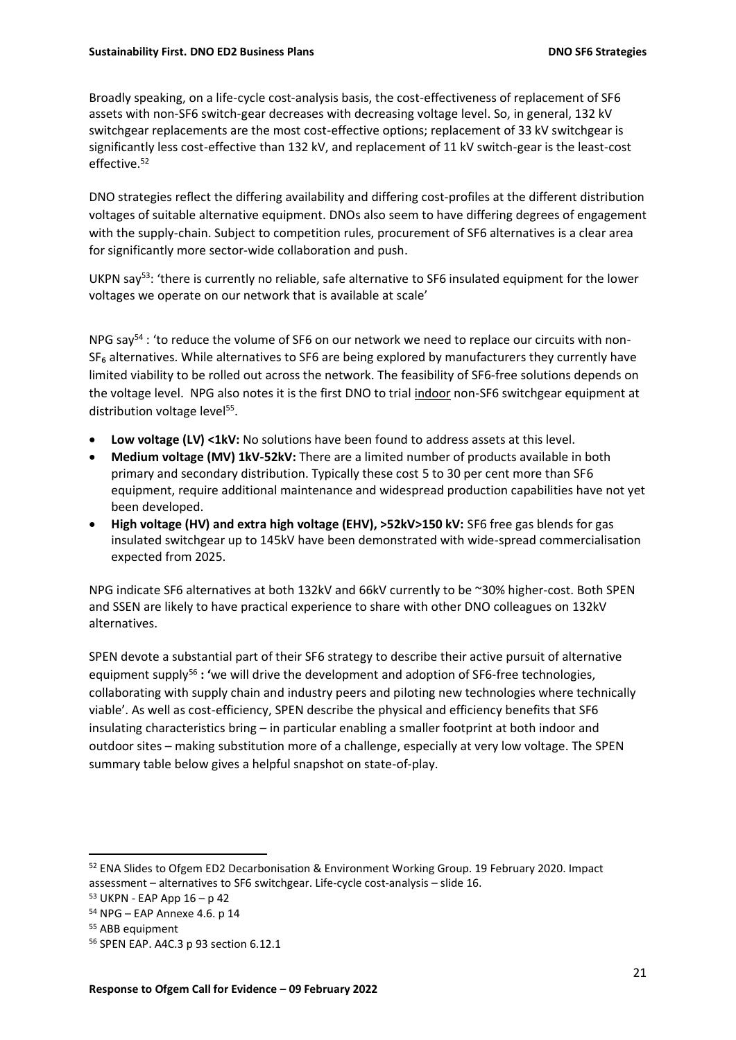Broadly speaking, on a life-cycle cost-analysis basis, the cost-effectiveness of replacement of SF6 assets with non-SF6 switch-gear decreases with decreasing voltage level. So, in general, 132 kV switchgear replacements are the most cost-effective options; replacement of 33 kV switchgear is significantly less cost-effective than 132 kV, and replacement of 11 kV switch-gear is the least-cost effective.[52]

DNO strategies reflect the differing availability and differing cost-profiles at the different distribution voltages of suitable alternative equipment. DNOs also seem to have differing degrees of engagement with the supply-chain. Subject to competition rules, procurement of SF6 alternatives is a clear area for significantly more sector-wide collaboration and push.

UKPN say[53]: 'there is currently no reliable, safe alternative to SF6 insulated equipment for the lower voltages we operate on our network that is available at scale'

NPG say[54] : 'to reduce the volume of SF6 on our network we need to replace our circuits with non-$SF_6$ alternatives. While alternatives to SF6 are being explored by manufacturers they currently have limited viability to be rolled out across the network. The feasibility of SF6-free solutions depends on the voltage level. NPG also notes it is the first DNO to trial <u>indoor</u> non-SF6 switchgear equipment at distribution voltage level[55].

- **Low voltage (LV) <1kV:** No solutions have been found to address assets at this level.
- **Medium voltage (MV) 1kV-52kV:** There are a limited number of products available in both primary and secondary distribution. Typically these cost 5 to 30 per cent more than SF6 equipment, require additional maintenance and widespread production capabilities have not yet been developed.
- **High voltage (HV) and extra high voltage (EHV), >52kV>150 kV:** SF6 free gas blends for gas insulated switchgear up to 145kV have been demonstrated with wide-spread commercialisation expected from 2025.

NPG indicate SF6 alternatives at both 132kV and 66kV currently to be ~30% higher-cost. Both SPEN and SSEN are likely to have practical experience to share with other DNO colleagues on 132kV alternatives.

SPEN devote a substantial part of their SF6 strategy to describe their active pursuit of alternative equipment supply[56] **:** 'we will drive the development and adoption of SF6-free technologies, collaborating with supply chain and industry peers and piloting new technologies where technically viable'. As well as cost-efficiency, SPEN describe the physical and efficiency benefits that SF6 insulating characteristics bring – in particular enabling a smaller footprint at both indoor and outdoor sites – making substitution more of a challenge, especially at very low voltage. The SPEN summary table below gives a helpful snapshot on state-of-play.

---

[52] ENA Slides to Ofgem ED2 Decarbonisation & Environment Working Group. 19 February 2020. Impact assessment – alternatives to SF6 switchgear. Life-cycle cost-analysis – slide 16.

[53] UKPN - EAP App 16 – p 42

[54] NPG – EAP Annexe 4.6. p 14

[55] ABB equipment

[56] SPEN EAP. A4C.3 p 93 section 6.12.1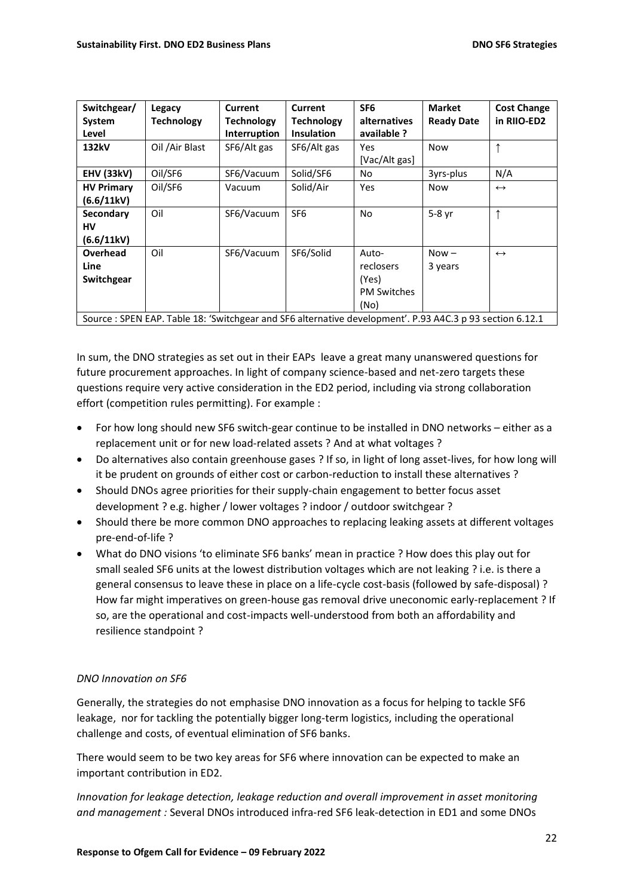| Switchgear/ System Level | Legacy Technology | Current Technology Interruption | Current Technology Insulation | SF6 alternatives available ? | Market Ready Date | Cost Change in RIIO-ED2 |
|---|---|---|---|---|---|---|
| **132kV** | Oil /Air Blast | SF6/Alt gas | SF6/Alt gas | Yes [Vac/Alt gas] | Now | ↑ |
| **EHV (33kV)** | Oil/SF6 | SF6/Vacuum | Solid/SF6 | No | 3yrs-plus | N/A |
| **HV Primary (6.6/11kV)** | Oil/SF6 | Vacuum | Solid/Air | Yes | Now | ↔ |
| **Secondary HV (6.6/11kV)** | Oil | SF6/Vacuum | SF6 | No | 5-8 yr | ↑ |
| **Overhead Line Switchgear** | Oil | SF6/Vacuum | SF6/Solid | Auto-reclosers (Yes) PM Switches (No) | Now – 3 years | ↔ |
| Source : SPEN EAP. Table 18: 'Switchgear and SF6 alternative development'. P.93 A4C.3 p 93 section 6.12.1 | | | | | | |

In sum, the DNO strategies as set out in their EAPs leave a great many unanswered questions for future procurement approaches. In light of company science-based and net-zero targets these questions require very active consideration in the ED2 period, including via strong collaboration effort (competition rules permitting). For example :

- For how long should new SF6 switch-gear continue to be installed in DNO networks – either as a replacement unit or for new load-related assets ? And at what voltages ?
- Do alternatives also contain greenhouse gases ? If so, in light of long asset-lives, for how long will it be prudent on grounds of either cost or carbon-reduction to install these alternatives ?
- Should DNOs agree priorities for their supply-chain engagement to better focus asset development ? e.g. higher / lower voltages ? indoor / outdoor switchgear ?
- Should there be more common DNO approaches to replacing leaking assets at different voltages pre-end-of-life ?
- What do DNO visions 'to eliminate SF6 banks' mean in practice ? How does this play out for small sealed SF6 units at the lowest distribution voltages which are not leaking ? i.e. is there a general consensus to leave these in place on a life-cycle cost-basis (followed by safe-disposal) ? How far might imperatives on green-house gas removal drive uneconomic early-replacement ? If so, are the operational and cost-impacts well-understood from both an affordability and resilience standpoint ?

*DNO Innovation on SF6*

Generally, the strategies do not emphasise DNO innovation as a focus for helping to tackle SF6 leakage, nor for tackling the potentially bigger long-term logistics, including the operational challenge and costs, of eventual elimination of SF6 banks.

There would seem to be two key areas for SF6 where innovation can be expected to make an important contribution in ED2.

*Innovation for leakage detection, leakage reduction and overall improvement in asset monitoring and management :* Several DNOs introduced infra-red SF6 leak-detection in ED1 and some DNOs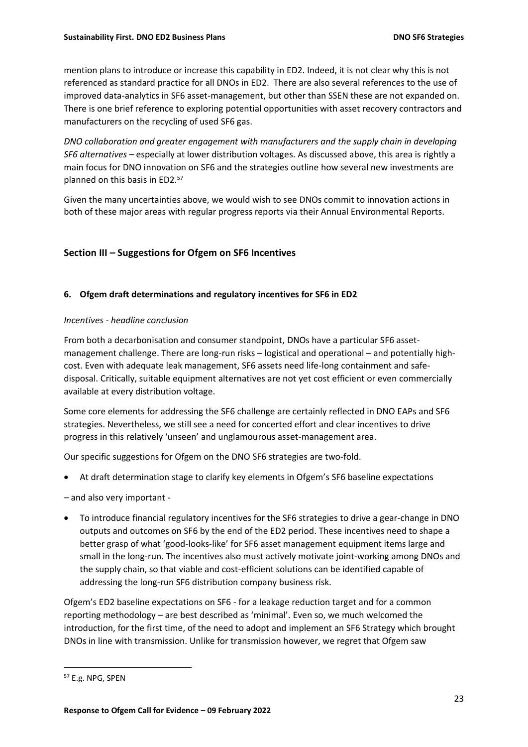mention plans to introduce or increase this capability in ED2. Indeed, it is not clear why this is not referenced as standard practice for all DNOs in ED2. There are also several references to the use of improved data-analytics in SF6 asset-management, but other than SSEN these are not expanded on. There is one brief reference to exploring potential opportunities with asset recovery contractors and manufacturers on the recycling of used SF6 gas.

*DNO collaboration and greater engagement with manufacturers and the supply chain in developing SF6 alternatives* – especially at lower distribution voltages. As discussed above, this area is rightly a main focus for DNO innovation on SF6 and the strategies outline how several new investments are planned on this basis in ED2.[57]

Given the many uncertainties above, we would wish to see DNOs commit to innovation actions in both of these major areas with regular progress reports via their Annual Environmental Reports.

## Section III – Suggestions for Ofgem on SF6 Incentives

### 6. Ofgem draft determinations and regulatory incentives for SF6 in ED2

*Incentives - headline conclusion*

From both a decarbonisation and consumer standpoint, DNOs have a particular SF6 asset-management challenge. There are long-run risks – logistical and operational – and potentially high-cost. Even with adequate leak management, SF6 assets need life-long containment and safe-disposal. Critically, suitable equipment alternatives are not yet cost efficient or even commercially available at every distribution voltage.

Some core elements for addressing the SF6 challenge are certainly reflected in DNO EAPs and SF6 strategies. Nevertheless, we still see a need for concerted effort and clear incentives to drive progress in this relatively 'unseen' and unglamourous asset-management area.

Our specific suggestions for Ofgem on the DNO SF6 strategies are two-fold.

- At draft determination stage to clarify key elements in Ofgem's SF6 baseline expectations

– and also very important -

- To introduce financial regulatory incentives for the SF6 strategies to drive a gear-change in DNO outputs and outcomes on SF6 by the end of the ED2 period. These incentives need to shape a better grasp of what 'good-looks-like' for SF6 asset management equipment items large and small in the long-run. The incentives also must actively motivate joint-working among DNOs and the supply chain, so that viable and cost-efficient solutions can be identified capable of addressing the long-run SF6 distribution company business risk.

Ofgem's ED2 baseline expectations on SF6 - for a leakage reduction target and for a common reporting methodology – are best described as 'minimal'. Even so, we much welcomed the introduction, for the first time, of the need to adopt and implement an SF6 Strategy which brought DNOs in line with transmission. Unlike for transmission however, we regret that Ofgem saw

[57] E.g. NPG, SPEN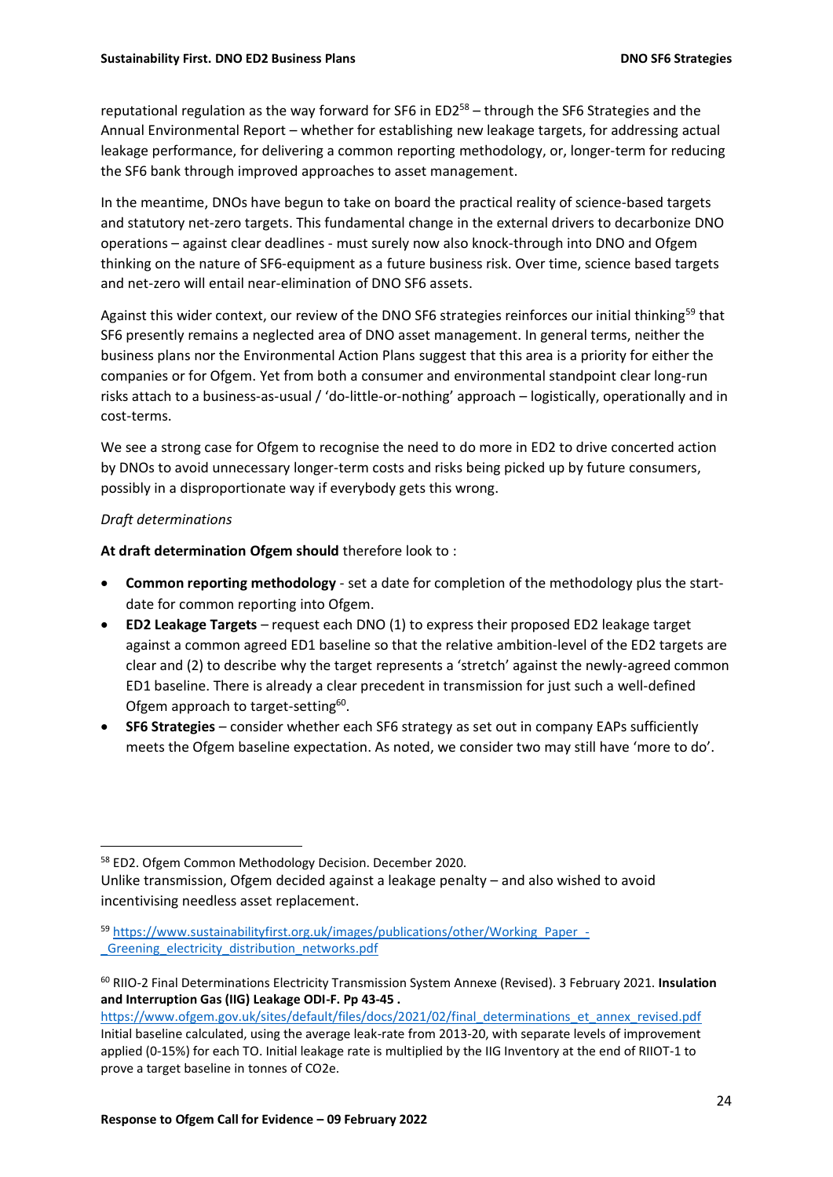reputational regulation as the way forward for SF6 in ED2[58] – through the SF6 Strategies and the Annual Environmental Report – whether for establishing new leakage targets, for addressing actual leakage performance, for delivering a common reporting methodology, or, longer-term for reducing the SF6 bank through improved approaches to asset management.

In the meantime, DNOs have begun to take on board the practical reality of science-based targets and statutory net-zero targets. This fundamental change in the external drivers to decarbonize DNO operations – against clear deadlines - must surely now also knock-through into DNO and Ofgem thinking on the nature of SF6-equipment as a future business risk. Over time, science based targets and net-zero will entail near-elimination of DNO SF6 assets.

Against this wider context, our review of the DNO SF6 strategies reinforces our initial thinking[59] that SF6 presently remains a neglected area of DNO asset management. In general terms, neither the business plans nor the Environmental Action Plans suggest that this area is a priority for either the companies or for Ofgem. Yet from both a consumer and environmental standpoint clear long-run risks attach to a business-as-usual / 'do-little-or-nothing' approach – logistically, operationally and in cost-terms.

We see a strong case for Ofgem to recognise the need to do more in ED2 to drive concerted action by DNOs to avoid unnecessary longer-term costs and risks being picked up by future consumers, possibly in a disproportionate way if everybody gets this wrong.

*Draft determinations*

**At draft determination Ofgem should** therefore look to :

- **Common reporting methodology** - set a date for completion of the methodology plus the start-date for common reporting into Ofgem.
- **ED2 Leakage Targets** – request each DNO (1) to express their proposed ED2 leakage target against a common agreed ED1 baseline so that the relative ambition-level of the ED2 targets are clear and (2) to describe why the target represents a 'stretch' against the newly-agreed common ED1 baseline. There is already a clear precedent in transmission for just such a well-defined Ofgem approach to target-setting[60].
- **SF6 Strategies** – consider whether each SF6 strategy as set out in company EAPs sufficiently meets the Ofgem baseline expectation. As noted, we consider two may still have 'more to do'.

---

[58] ED2. Ofgem Common Methodology Decision. December 2020.
Unlike transmission, Ofgem decided against a leakage penalty – and also wished to avoid incentivising needless asset replacement.

[59] https://www.sustainabilityfirst.org.uk/images/publications/other/Working_Paper_-_Greening_electricity_distribution_networks.pdf

[60] RIIO-2 Final Determinations Electricity Transmission System Annexe (Revised). 3 February 2021. **Insulation and Interruption Gas (IIG) Leakage ODI-F. Pp 43-45 .**
https://www.ofgem.gov.uk/sites/default/files/docs/2021/02/final_determinations_et_annex_revised.pdf
Initial baseline calculated, using the average leak-rate from 2013-20, with separate levels of improvement applied (0-15%) for each TO. Initial leakage rate is multiplied by the IIG Inventory at the end of RIIOT-1 to prove a target baseline in tonnes of CO2e.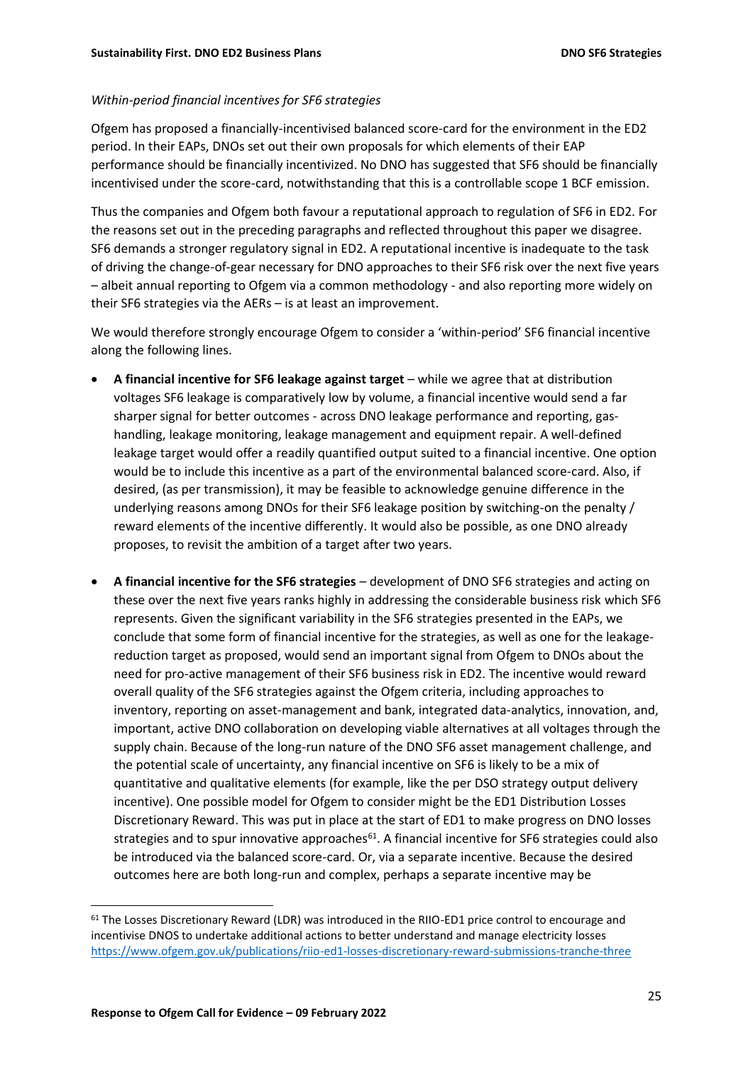*Within-period financial incentives for SF6 strategies*

Ofgem has proposed a financially-incentivised balanced score-card for the environment in the ED2 period. In their EAPs, DNOs set out their own proposals for which elements of their EAP performance should be financially incentivized. No DNO has suggested that SF6 should be financially incentivised under the score-card, notwithstanding that this is a controllable scope 1 BCF emission.

Thus the companies and Ofgem both favour a reputational approach to regulation of SF6 in ED2. For the reasons set out in the preceding paragraphs and reflected throughout this paper we disagree. SF6 demands a stronger regulatory signal in ED2. A reputational incentive is inadequate to the task of driving the change-of-gear necessary for DNO approaches to their SF6 risk over the next five years – albeit annual reporting to Ofgem via a common methodology - and also reporting more widely on their SF6 strategies via the AERs – is at least an improvement.

We would therefore strongly encourage Ofgem to consider a 'within-period' SF6 financial incentive along the following lines.

- **A financial incentive for SF6 leakage against target** – while we agree that at distribution voltages SF6 leakage is comparatively low by volume, a financial incentive would send a far sharper signal for better outcomes - across DNO leakage performance and reporting, gas-handling, leakage monitoring, leakage management and equipment repair. A well-defined leakage target would offer a readily quantified output suited to a financial incentive. One option would be to include this incentive as a part of the environmental balanced score-card. Also, if desired, (as per transmission), it may be feasible to acknowledge genuine difference in the underlying reasons among DNOs for their SF6 leakage position by switching-on the penalty / reward elements of the incentive differently. It would also be possible, as one DNO already proposes, to revisit the ambition of a target after two years.

- **A financial incentive for the SF6 strategies** – development of DNO SF6 strategies and acting on these over the next five years ranks highly in addressing the considerable business risk which SF6 represents. Given the significant variability in the SF6 strategies presented in the EAPs, we conclude that some form of financial incentive for the strategies, as well as one for the leakage-reduction target as proposed, would send an important signal from Ofgem to DNOs about the need for pro-active management of their SF6 business risk in ED2. The incentive would reward overall quality of the SF6 strategies against the Ofgem criteria, including approaches to inventory, reporting on asset-management and bank, integrated data-analytics, innovation, and, important, active DNO collaboration on developing viable alternatives at all voltages through the supply chain. Because of the long-run nature of the DNO SF6 asset management challenge, and the potential scale of uncertainty, any financial incentive on SF6 is likely to be a mix of quantitative and qualitative elements (for example, like the per DSO strategy output delivery incentive). One possible model for Ofgem to consider might be the ED1 Distribution Losses Discretionary Reward. This was put in place at the start of ED1 to make progress on DNO losses strategies and to spur innovative approaches[61]. A financial incentive for SF6 strategies could also be introduced via the balanced score-card. Or, via a separate incentive. Because the desired outcomes here are both long-run and complex, perhaps a separate incentive may be

---

[61] The Losses Discretionary Reward (LDR) was introduced in the RIIO-ED1 price control to encourage and incentivise DNOS to undertake additional actions to better understand and manage electricity losses https://www.ofgem.gov.uk/publications/riio-ed1-losses-discretionary-reward-submissions-tranche-three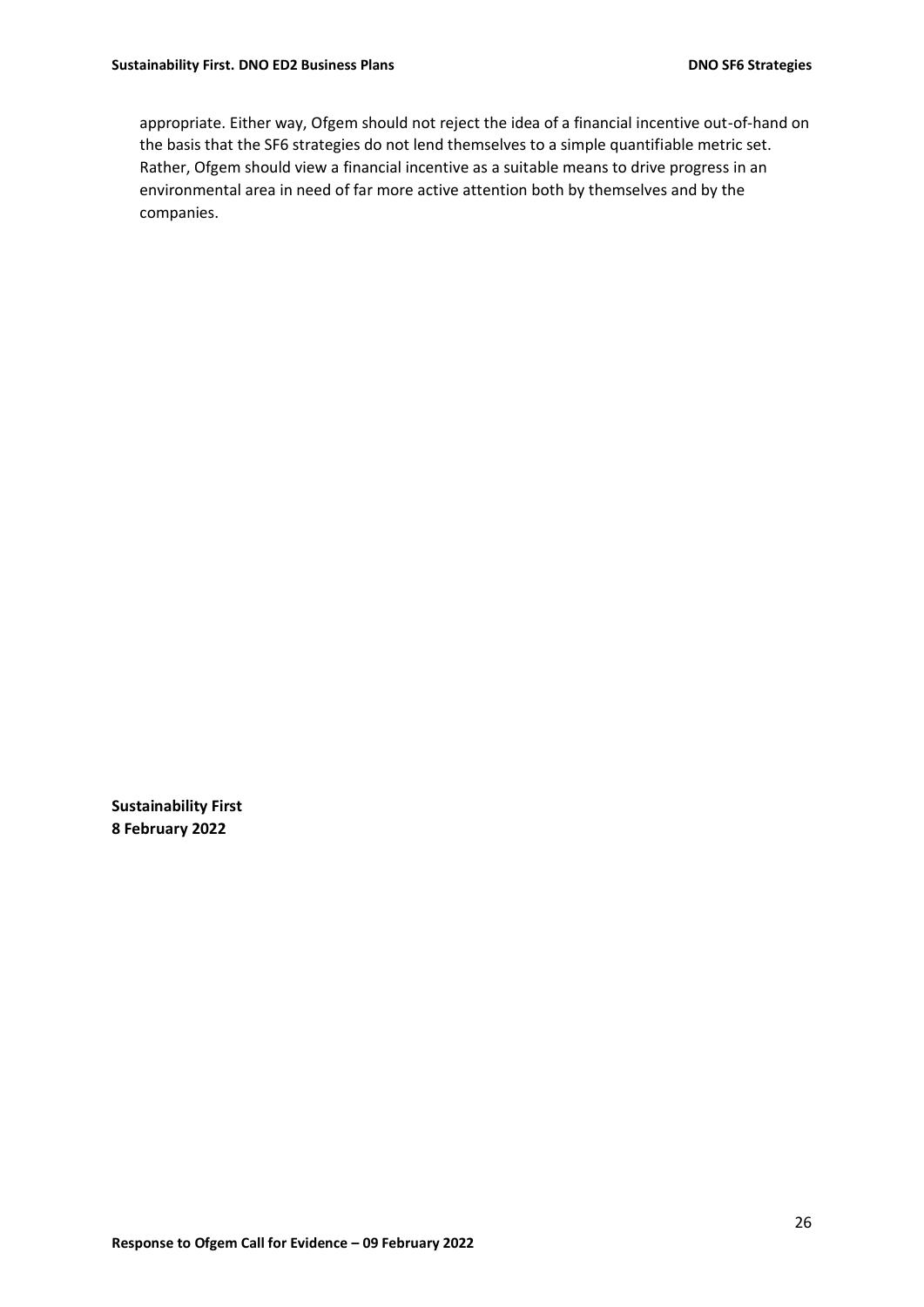appropriate. Either way, Ofgem should not reject the idea of a financial incentive out-of-hand on the basis that the SF6 strategies do not lend themselves to a simple quantifiable metric set. Rather, Ofgem should view a financial incentive as a suitable means to drive progress in an environmental area in need of far more active attention both by themselves and by the companies.

**Sustainability First**
**8 February 2022**